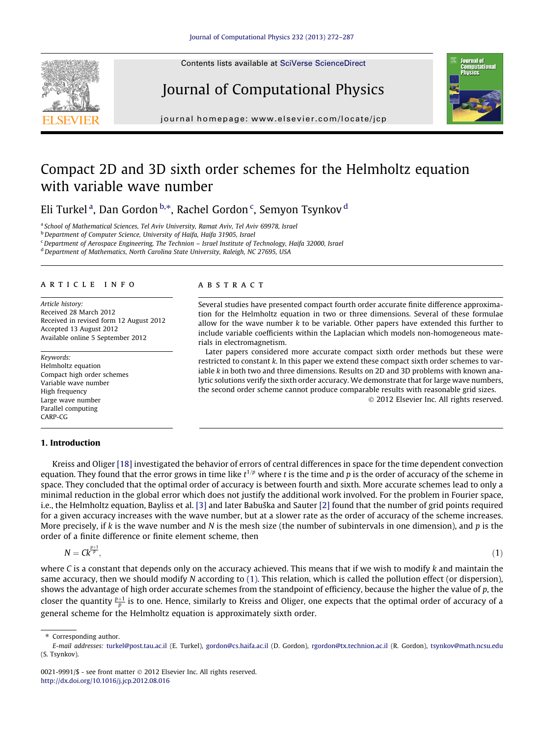# Compact 2D and 3D sixth order schemes for the Helmholtz equation with variable wave number

Eli Turkel [a], Dan Gordon [b,*], Rachel Gordon [c], Semyon Tsynkov [d]

[a] School of Mathematical Sciences, Tel Aviv University, Ramat Aviv, Tel Aviv 69978, Israel
[b] Department of Computer Science, University of Haifa, Haifa 31905, Israel
[c] Department of Aerospace Engineering, The Technion – Israel Institute of Technology, Haifa 32000, Israel
[d] Department of Mathematics, North Carolina State University, Raleigh, NC 27695, USA

ARTICLE INFO

*Article history:*
Received 28 March 2012
Received in revised form 12 August 2012
Accepted 13 August 2012
Available online 5 September 2012

*Keywords:*
Helmholtz equation
Compact high order schemes
Variable wave number
High frequency
Large wave number
Parallel computing
CARP-CG

ABSTRACT

Several studies have presented compact fourth order accurate finite difference approximation for the Helmholtz equation in two or three dimensions. Several of these formulae allow for the wave number $k$ to be variable. Other papers have extended this further to include variable coefficients within the Laplacian which models non-homogeneous materials in electromagnetism.

Later papers considered more accurate compact sixth order methods but these were restricted to constant $k$. In this paper we extend these compact sixth order schemes to variable $k$ in both two and three dimensions. Results on 2D and 3D problems with known analytic solutions verify the sixth order accuracy. We demonstrate that for large wave numbers, the second order scheme cannot produce comparable results with reasonable grid sizes.

© 2012 Elsevier Inc. All rights reserved.

## 1. Introduction

Kreiss and Oliger [18] investigated the behavior of errors of central differences in space for the time dependent convection equation. They found that the error grows in time like $t^{1/p}$ where $t$ is the time and $p$ is the order of accuracy of the scheme in space. They concluded that the optimal order of accuracy is between fourth and sixth. More accurate schemes lead to only a minimal reduction in the global error which does not justify the additional work involved. For the problem in Fourier space, i.e., the Helmholtz equation, Bayliss et al. [3] and later Babuška and Sauter [2] found that the number of grid points required for a given accuracy increases with the wave number, but at a slower rate as the order of accuracy of the scheme increases. More precisely, if $k$ is the wave number and $N$ is the mesh size (the number of subintervals in one dimension), and $p$ is the order of a finite difference or finite element scheme, then

$$N = Ck^{\frac{p+1}{p}}, \tag{1}$$

where $C$ is a constant that depends only on the accuracy achieved. This means that if we wish to modify $k$ and maintain the same accuracy, then we should modify $N$ according to (1). This relation, which is called the pollution effect (or dispersion), shows the advantage of high order accurate schemes from the standpoint of efficiency, because the higher the value of $p$, the closer the quantity $\frac{p+1}{p}$ is to one. Hence, similarly to Kreiss and Oliger, one expects that the optimal order of accuracy of a general scheme for the Helmholtz equation is approximately sixth order.

---

* Corresponding author.
*E-mail addresses:* turkel@post.tau.ac.il (E. Turkel), gordon@cs.haifa.ac.il (D. Gordon), rgordon@tx.technion.ac.il (R. Gordon), tsynkov@math.ncsu.edu (S. Tsynkov).

0021-9991/$ - see front matter © 2012 Elsevier Inc. All rights reserved.
http://dx.doi.org/10.1016/j.jcp.2012.08.016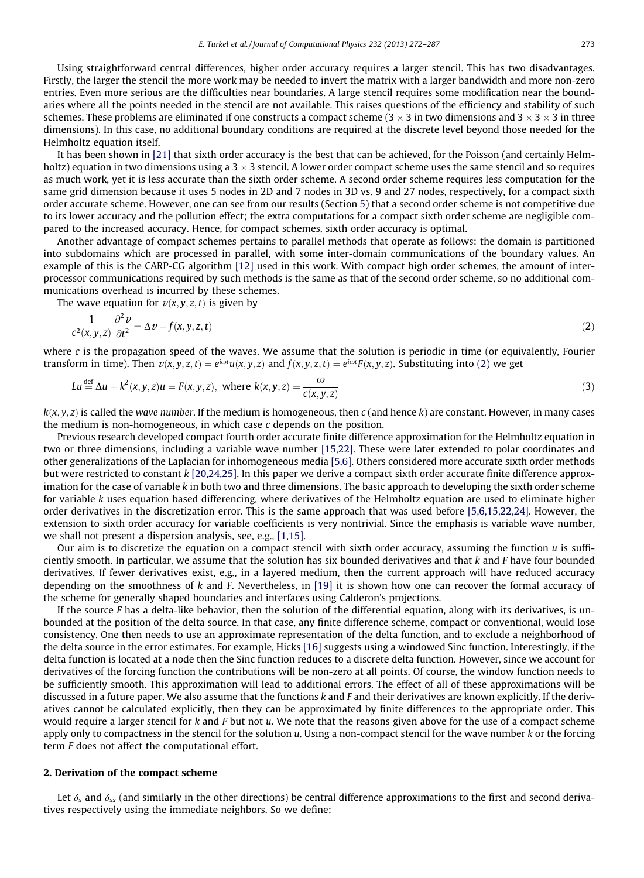Using straightforward central differences, higher order accuracy requires a larger stencil. This has two disadvantages. Firstly, the larger the stencil the more work may be needed to invert the matrix with a larger bandwidth and more non-zero entries. Even more serious are the difficulties near boundaries. A large stencil requires some modification near the boundaries where all the points needed in the stencil are not available. This raises questions of the efficiency and stability of such schemes. These problems are eliminated if one constructs a compact scheme ($3 \times 3$ in two dimensions and $3 \times 3 \times 3$ in three dimensions). In this case, no additional boundary conditions are required at the discrete level beyond those needed for the Helmholtz equation itself.

It has been shown in [21] that sixth order accuracy is the best that can be achieved, for the Poisson (and certainly Helmholtz) equation in two dimensions using a $3 \times 3$ stencil. A lower order compact scheme uses the same stencil and so requires as much work, yet it is less accurate than the sixth order scheme. A second order scheme requires less computation for the same grid dimension because it uses 5 nodes in 2D and 7 nodes in 3D vs. 9 and 27 nodes, respectively, for a compact sixth order accurate scheme. However, one can see from our results (Section 5) that a second order scheme is not competitive due to its lower accuracy and the pollution effect; the extra computations for a compact sixth order scheme are negligible compared to the increased accuracy. Hence, for compact schemes, sixth order accuracy is optimal.

Another advantage of compact schemes pertains to parallel methods that operate as follows: the domain is partitioned into subdomains which are processed in parallel, with some inter-domain communications of the boundary values. An example of this is the CARP-CG algorithm [12] used in this work. With compact high order schemes, the amount of inter-processor communications required by such methods is the same as that of the second order scheme, so no additional communications overhead is incurred by these schemes.

The wave equation for $v(x,y,z,t)$ is given by

$$\frac{1}{c^2(x,y,z)}\frac{\partial^2 v}{\partial t^2} = \Delta v - f(x,y,z,t) \tag{2}$$

where $c$ is the propagation speed of the waves. We assume that the solution is periodic in time (or equivalently, Fourier transform in time). Then $v(x,y,z,t) = e^{i\omega t}u(x,y,z)$ and $f(x,y,z,t) = e^{i\omega t}F(x,y,z)$. Substituting into (2) we get

$$Lu \stackrel{\text{def}}{=} \Delta u + k^2(x,y,z)u = F(x,y,z), \text{ where } k(x,y,z) = \frac{\omega}{c(x,y,z)} \tag{3}$$

$k(x,y,z)$ is called the *wave number*. If the medium is homogeneous, then $c$ (and hence $k$) are constant. However, in many cases the medium is non-homogeneous, in which case $c$ depends on the position.

Previous research developed compact fourth order accurate finite difference approximation for the Helmholtz equation in two or three dimensions, including a variable wave number [15,22]. These were later extended to polar coordinates and other generalizations of the Laplacian for inhomogeneous media [5,6]. Others considered more accurate sixth order methods but were restricted to constant $k$ [20,24,25]. In this paper we derive a compact sixth order accurate finite difference approximation for the case of variable $k$ in both two and three dimensions. The basic approach to developing the sixth order scheme for variable $k$ uses equation based differencing, where derivatives of the Helmholtz equation are used to eliminate higher order derivatives in the discretization error. This is the same approach that was used before [5,6,15,22,24]. However, the extension to sixth order accuracy for variable coefficients is very nontrivial. Since the emphasis is variable wave number, we shall not present a dispersion analysis, see, e.g., [1,15].

Our aim is to discretize the equation on a compact stencil with sixth order accuracy, assuming the function $u$ is sufficiently smooth. In particular, we assume that the solution has six bounded derivatives and that $k$ and $F$ have four bounded derivatives. If fewer derivatives exist, e.g., in a layered medium, then the current approach will have reduced accuracy depending on the smoothness of $k$ and $F$. Nevertheless, in [19] it is shown how one can recover the formal accuracy of the scheme for generally shaped boundaries and interfaces using Calderon's projections.

If the source $F$ has a delta-like behavior, then the solution of the differential equation, along with its derivatives, is unbounded at the position of the delta source. In that case, any finite difference scheme, compact or conventional, would lose consistency. One then needs to use an approximate representation of the delta function, and to exclude a neighborhood of the delta source in the error estimates. For example, Hicks [16] suggests using a windowed Sinc function. Interestingly, if the delta function is located at a node then the Sinc function reduces to a discrete delta function. However, since we account for derivatives of the forcing function the contributions will be non-zero at all points. Of course, the window function needs to be sufficiently smooth. This approximation will lead to additional errors. The effect of all of these approximations will be discussed in a future paper. We also assume that the functions $k$ and $F$ and their derivatives are known explicitly. If the derivatives cannot be calculated explicitly, then they can be approximated by finite differences to the appropriate order. This would require a larger stencil for $k$ and $F$ but not $u$. We note that the reasons given above for the use of a compact scheme apply only to compactness in the stencil for the solution $u$. Using a non-compact stencil for the wave number $k$ or the forcing term $F$ does not affect the computational effort.

## 2. Derivation of the compact scheme

Let $\delta_x$ and $\delta_{xx}$ (and similarly in the other directions) be central difference approximations to the first and second derivatives respectively using the immediate neighbors. So we define: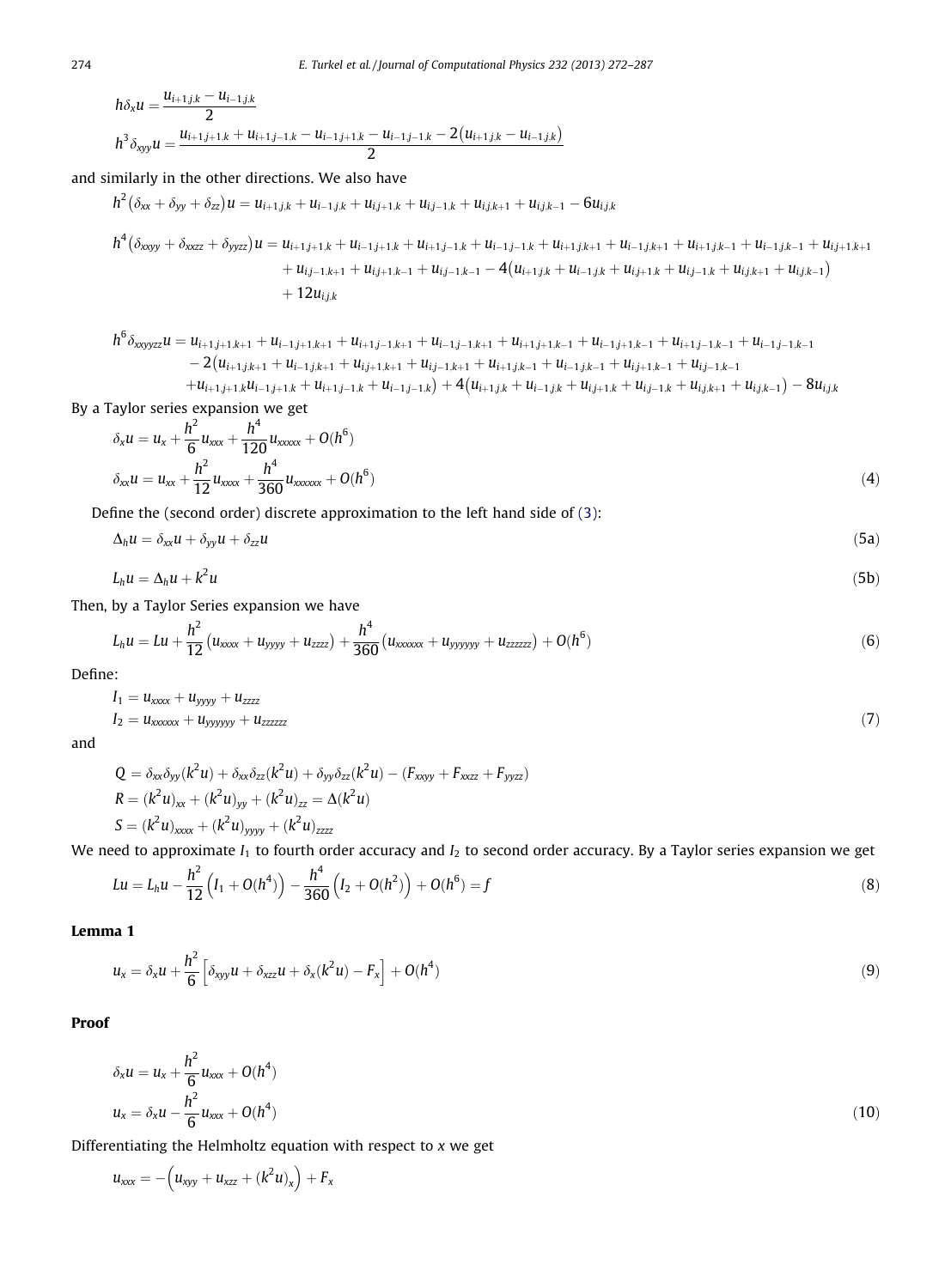$$h\delta_x u = \frac{u_{i+1,j,k} - u_{i-1,j,k}}{2}$$

$$h^3 \delta_{xyy} u = \frac{u_{i+1,j+1,k} + u_{i+1,j-1,k} - u_{i-1,j+1,k} - u_{i-1,j-1,k} - 2(u_{i+1,j,k} - u_{i-1,j,k})}{2}$$

and similarly in the other directions. We also have

$$h^2(\delta_{xx} + \delta_{yy} + \delta_{zz})u = u_{i+1,j,k} + u_{i-1,j,k} + u_{i,j+1,k} + u_{i,j-1,k} + u_{i,j,k+1} + u_{i,j,k-1} - 6u_{i,j,k}$$

$$\begin{aligned}
h^4(\delta_{xxyy} + \delta_{xxzz} + \delta_{yyzz})u = {} & u_{i+1,j+1,k} + u_{i-1,j+1,k} + u_{i+1,j-1,k} + u_{i-1,j-1,k} + u_{i+1,j,k+1} + u_{i-1,j,k+1} + u_{i+1,j,k-1} + u_{i-1,j,k-1} + u_{i,j+1,k+1} \\
& + u_{i,j-1,k+1} + u_{i,j+1,k-1} + u_{i,j-1,k-1} - 4(u_{i+1,j,k} + u_{i-1,j,k} + u_{i,j+1,k} + u_{i,j-1,k} + u_{i,j,k+1} + u_{i,j,k-1}) \\
& + 12u_{i,j,k}
\end{aligned}$$

$$\begin{aligned}
h^6 \delta_{xxyyzz} u = {} & u_{i+1,j+1,k+1} + u_{i-1,j+1,k+1} + u_{i+1,j-1,k+1} + u_{i-1,j-1,k+1} + u_{i+1,j+1,k-1} + u_{i-1,j+1,k-1} + u_{i+1,j-1,k-1} + u_{i-1,j-1,k-1} \\
& - 2(u_{i+1,j,k+1} + u_{i-1,j,k+1} + u_{i,j+1,k+1} + u_{i,j-1,k+1} + u_{i+1,j,k-1} + u_{i-1,j,k-1} + u_{i,j+1,k-1} + u_{i,j-1,k-1} \\
& + u_{i+1,j+1,k} u_{i-1,j+1,k} + u_{i+1,j-1,k} + u_{i-1,j-1,k}) + 4(u_{i+1,j,k} + u_{i-1,j,k} + u_{i,j+1,k} + u_{i,j-1,k} + u_{i,j,k+1} + u_{i,j,k-1}) - 8u_{i,j,k}
\end{aligned}$$

By a Taylor series expansion we get

$$\begin{aligned}
\delta_x u &= u_x + \frac{h^2}{6} u_{xxx} + \frac{h^4}{120} u_{xxxxx} + O(h^6) \\
\delta_{xx} u &= u_{xx} + \frac{h^2}{12} u_{xxxx} + \frac{h^4}{360} u_{xxxxxx} + O(h^6)
\end{aligned} \tag{4}$$

Define the (second order) discrete approximation to the left hand side of (3):

$$\Delta_h u = \delta_{xx} u + \delta_{yy} u + \delta_{zz} u \tag{5a}$$

$$L_h u = \Delta_h u + k^2 u \tag{5b}$$

Then, by a Taylor Series expansion we have

$$L_h u = Lu + \frac{h^2}{12}(u_{xxxx} + u_{yyyy} + u_{zzzz}) + \frac{h^4}{360}(u_{xxxxxx} + u_{yyyyyy} + u_{zzzzzz}) + O(h^6) \tag{6}$$

Define:

$$\begin{aligned}
I_1 &= u_{xxxx} + u_{yyyy} + u_{zzzz} \\
I_2 &= u_{xxxxxx} + u_{yyyyyy} + u_{zzzzzz}
\end{aligned} \tag{7}$$

and

$$\begin{aligned}
Q &= \delta_{xx}\delta_{yy}(k^2 u) + \delta_{xx}\delta_{zz}(k^2 u) + \delta_{yy}\delta_{zz}(k^2 u) - (F_{xxyy} + F_{xxzz} + F_{yyzz}) \\
R &= (k^2 u)_{xx} + (k^2 u)_{yy} + (k^2 u)_{zz} = \Delta(k^2 u) \\
S &= (k^2 u)_{xxxx} + (k^2 u)_{yyyy} + (k^2 u)_{zzzz}
\end{aligned}$$

We need to approximate $I_1$ to fourth order accuracy and $I_2$ to second order accuracy. By a Taylor series expansion we get

$$Lu = L_h u - \frac{h^2}{12}\left(I_1 + O(h^4)\right) - \frac{h^4}{360}\left(I_2 + O(h^2)\right) + O(h^6) = f \tag{8}$$

**Lemma 1**

$$u_x = \delta_x u + \frac{h^2}{6}\left[\delta_{xyy} u + \delta_{xzz} u + \delta_x(k^2 u) - F_x\right] + O(h^4) \tag{9}$$

**Proof**

$$\begin{aligned}
\delta_x u &= u_x + \frac{h^2}{6} u_{xxx} + O(h^4) \\
u_x &= \delta_x u - \frac{h^2}{6} u_{xxx} + O(h^4)
\end{aligned} \tag{10}$$

Differentiating the Helmholtz equation with respect to $x$ we get

$$u_{xxx} = -\left(u_{xyy} + u_{xzz} + (k^2 u)_x\right) + F_x$$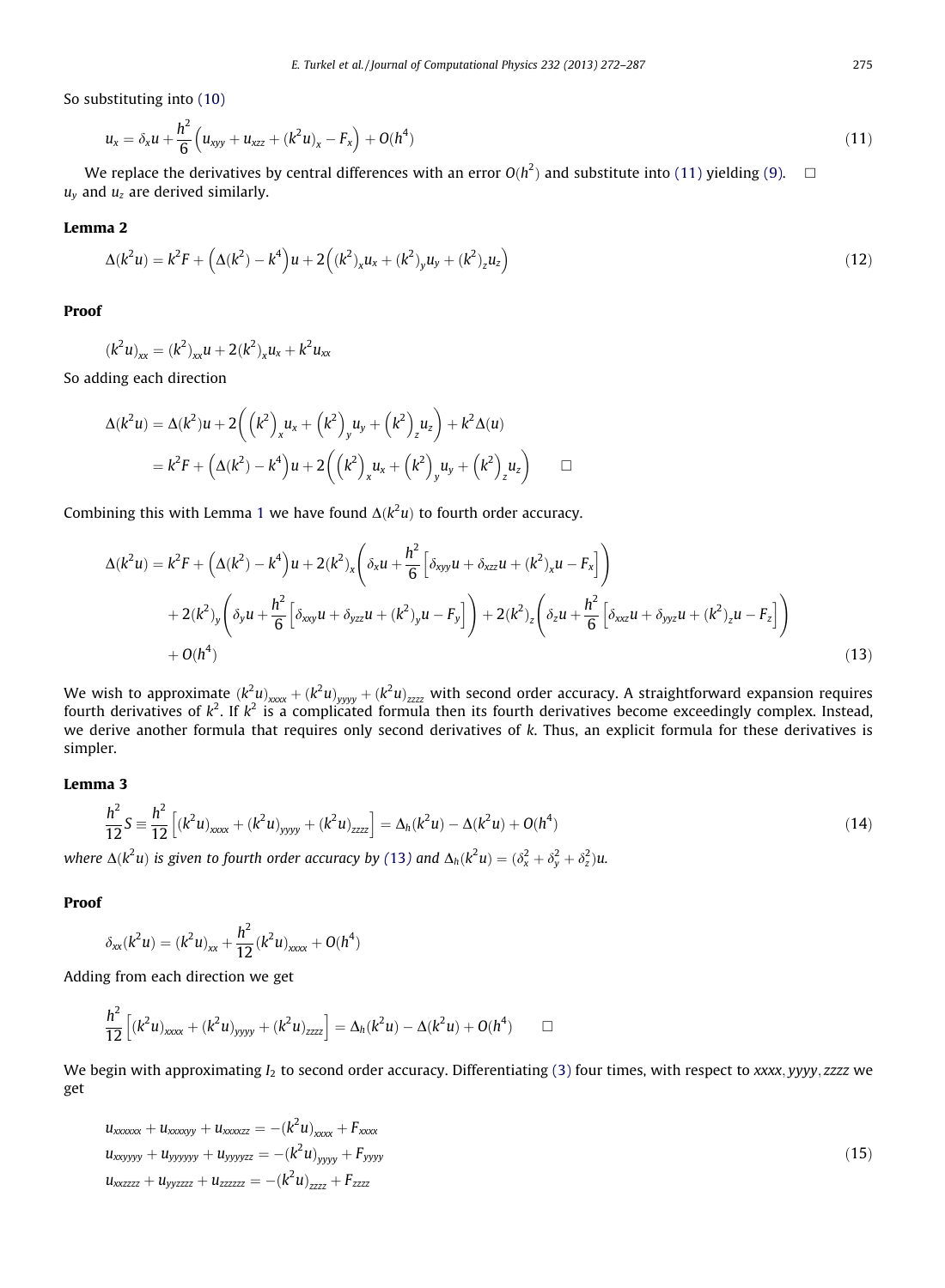So substituting into (10)

$$u_x = \delta_x u + \frac{h^2}{6}\Big(u_{xyy} + u_{xzz} + (k^2 u)_x - F_x\Big) + O(h^4) \tag{11}$$

We replace the derivatives by central differences with an error $O(h^2)$ and substitute into (11) yielding (9). □
$u_y$ and $u_z$ are derived similarly.

**Lemma 2**

$$\Delta(k^2 u) = k^2 F + \Big(\Delta(k^2) - k^4\Big)u + 2\Big((k^2)_x u_x + (k^2)_y u_y + (k^2)_z u_z\Big) \tag{12}$$

**Proof**

$$(k^2 u)_{xx} = (k^2)_{xx} u + 2(k^2)_x u_x + k^2 u_{xx}$$

So adding each direction

$$\begin{aligned}
\Delta(k^2 u) &= \Delta(k^2)u + 2\Big(\Big(k^2\Big)_x u_x + \Big(k^2\Big)_y u_y + \Big(k^2\Big)_z u_z\Big) + k^2 \Delta(u) \\
&= k^2 F + \Big(\Delta(k^2) - k^4\Big)u + 2\Big(\Big(k^2\Big)_x u_x + \Big(k^2\Big)_y u_y + \Big(k^2\Big)_z u_z\Big) \qquad \square
\end{aligned}$$

Combining this with Lemma 1 we have found $\Delta(k^2 u)$ to fourth order accuracy.

$$\begin{aligned}
\Delta(k^2 u) &= k^2 F + \Big(\Delta(k^2) - k^4\Big)u + 2(k^2)_x\left(\delta_x u + \frac{h^2}{6}\Big[\delta_{xyy}u + \delta_{xzz}u + (k^2)_x u - F_x\Big]\right) \\
&\quad + 2(k^2)_y\left(\delta_y u + \frac{h^2}{6}\Big[\delta_{xxy}u + \delta_{yzz}u + (k^2)_y u - F_y\Big]\right) + 2(k^2)_z\left(\delta_z u + \frac{h^2}{6}\Big[\delta_{xxz}u + \delta_{yyz}u + (k^2)_z u - F_z\Big]\right) \\
&\quad + O(h^4)
\end{aligned} \tag{13}$$

We wish to approximate $(k^2 u)_{xxxx} + (k^2 u)_{yyyy} + (k^2 u)_{zzzz}$ with second order accuracy. A straightforward expansion requires fourth derivatives of $k^2$. If $k^2$ is a complicated formula then its fourth derivatives become exceedingly complex. Instead, we derive another formula that requires only second derivatives of $k$. Thus, an explicit formula for these derivatives is simpler.

**Lemma 3**

$$\frac{h^2}{12} S \equiv \frac{h^2}{12}\Big[(k^2 u)_{xxxx} + (k^2 u)_{yyyy} + (k^2 u)_{zzzz}\Big] = \Delta_h(k^2 u) - \Delta(k^2 u) + O(h^4) \tag{14}$$

*where $\Delta(k^2 u)$ is given to fourth order accuracy by (13) and $\Delta_h(k^2 u) = (\delta_x^2 + \delta_y^2 + \delta_z^2)u$.*

**Proof**

$$\delta_{xx}(k^2 u) = (k^2 u)_{xx} + \frac{h^2}{12}(k^2 u)_{xxxx} + O(h^4)$$

Adding from each direction we get

$$\frac{h^2}{12}\Big[(k^2 u)_{xxxx} + (k^2 u)_{yyyy} + (k^2 u)_{zzzz}\Big] = \Delta_h(k^2 u) - \Delta(k^2 u) + O(h^4) \qquad \square$$

We begin with approximating $I_2$ to second order accuracy. Differentiating (3) four times, with respect to $xxxx, yyyy, zzzz$ we get

$$\begin{aligned}
u_{xxxxxx} + u_{xxxxyy} + u_{xxxxzz} &= -(k^2 u)_{xxxx} + F_{xxxx} \\
u_{xxyyyy} + u_{yyyyyy} + u_{yyyyzz} &= -(k^2 u)_{yyyy} + F_{yyyy} \\
u_{xxzzzz} + u_{yyzzzz} + u_{zzzzzz} &= -(k^2 u)_{zzzz} + F_{zzzz}
\end{aligned} \tag{15}$$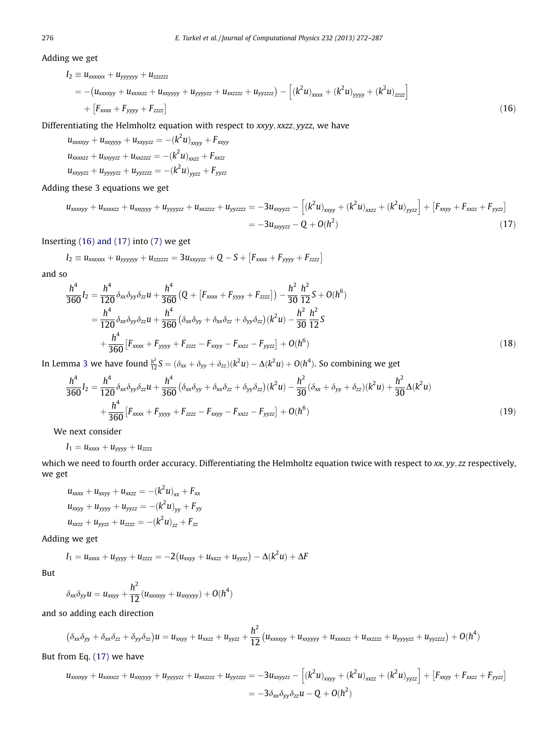Adding we get

$$
\begin{aligned}
I_2 &\equiv u_{xxxxxx} + u_{yyyyyy} + u_{zzzzzz} \\
&= -\left(u_{xxxxyy} + u_{xxxxzz} + u_{xxyyyy} + u_{yyyyzz} + u_{xxzzzz} + u_{yyzzzz}\right) - \left[(k^2u)_{xxxx} + (k^2u)_{yyyy} + (k^2u)_{zzzz}\right] \\
&\quad + \left[F_{xxxx} + F_{yyyy} + F_{zzzz}\right]
\end{aligned} \tag{16}
$$

Differentiating the Helmholtz equation with respect to $xxyy, xxzz, yyzz$, we have

$$
\begin{aligned}
u_{xxxxyy} + u_{xxyyyy} + u_{xxyyzz} &= -(k^2u)_{xxyy} + F_{xxyy} \\
u_{xxxxzz} + u_{xxyyzz} + u_{xxzzzz} &= -(k^2u)_{xxzz} + F_{xxzz} \\
u_{xxyyzz} + u_{yyyyzz} + u_{yyzzzz} &= -(k^2u)_{yyzz} + F_{yyzz}
\end{aligned}
$$

Adding these 3 equations we get

$$
\begin{aligned}
u_{xxxxyy} + u_{xxxxzz} + u_{xxyyyy} + u_{yyyyzz} + u_{xxzzzz} + u_{yyzzzz} &= -3u_{xxyyzz} - \left[(k^2u)_{xxyy} + (k^2u)_{xxzz} + (k^2u)_{yyzz}\right] + \left[F_{xxyy} + F_{xxzz} + F_{yyzz}\right] \\
&= -3u_{xxyyzz} - Q + O(h^2)
\end{aligned} \tag{17}
$$

Inserting (16) and (17) into (7) we get

$$
I_2 \equiv u_{xxxxxx} + u_{yyyyyy} + u_{zzzzzz} = 3u_{xxyyzz} + Q - S + \left[F_{xxxx} + F_{yyyy} + F_{zzzz}\right]
$$

and so

$$
\begin{aligned}
\frac{h^4}{360} I_2 &= \frac{h^4}{120}\delta_{xx}\delta_{yy}\delta_{zz}u + \frac{h^4}{360}\left(Q + \left[F_{xxxx} + F_{yyyy} + F_{zzzz}\right]\right) - \frac{h^2}{30}\frac{h^2}{12}S + O(h^6) \\
&= \frac{h^4}{120}\delta_{xx}\delta_{yy}\delta_{zz}u + \frac{h^4}{360}\left(\delta_{xx}\delta_{yy} + \delta_{xx}\delta_{zz} + \delta_{yy}\delta_{zz}\right)(k^2u) - \frac{h^2}{30}\frac{h^2}{12}S \\
&\quad + \frac{h^4}{360}\left[F_{xxxx} + F_{yyyy} + F_{zzzz} - F_{xxyy} - F_{xxzz} - F_{yyzz}\right] + O(h^6)
\end{aligned} \tag{18}
$$

In Lemma 3 we have found $\frac{h^2}{12}S = (\delta_{xx} + \delta_{yy} + \delta_{zz})(k^2u) - \Delta(k^2u) + O(h^4)$. So combining we get

$$
\begin{aligned}
\frac{h^4}{360} I_2 &= \frac{h^4}{120}\delta_{xx}\delta_{yy}\delta_{zz}u + \frac{h^4}{360}\left(\delta_{xx}\delta_{yy} + \delta_{xx}\delta_{zz} + \delta_{yy}\delta_{zz}\right)(k^2u) - \frac{h^2}{30}(\delta_{xx} + \delta_{yy} + \delta_{zz})(k^2u) + \frac{h^2}{30}\Delta(k^2u) \\
&\quad + \frac{h^4}{360}\left[F_{xxxx} + F_{yyyy} + F_{zzzz} - F_{xxyy} - F_{xxzz} - F_{yyzz}\right] + O(h^6)
\end{aligned} \tag{19}
$$

We next consider

$$
I_1 = u_{xxxx} + u_{yyyy} + u_{zzzz}
$$

which we need to fourth order accuracy. Differentiating the Helmholtz equation twice with respect to $xx, yy, zz$ respectively, we get

$$
\begin{aligned}
u_{xxxx} + u_{xxyy} + u_{xxzz} &= -(k^2u)_{xx} + F_{xx} \\
u_{xxyy} + u_{yyyy} + u_{yyzz} &= -(k^2u)_{yy} + F_{yy} \\
u_{xxzz} + u_{yyzz} + u_{zzzz} &= -(k^2u)_{zz} + F_{zz}
\end{aligned}
$$

Adding we get

$$
I_1 = u_{xxxx} + u_{yyyy} + u_{zzzz} = -2\left(u_{xxyy} + u_{xxzz} + u_{yyzz}\right) - \Delta(k^2u) + \Delta F
$$

But

$$
\delta_{xx}\delta_{yy}u = u_{xxyy} + \frac{h^2}{12}\left(u_{xxxxyy} + u_{xxyyyy}\right) + O(h^4)
$$

and so adding each direction

$$
\left(\delta_{xx}\delta_{yy} + \delta_{xx}\delta_{zz} + \delta_{yy}\delta_{zz}\right)u = u_{xxyy} + u_{xxzz} + u_{yyzz} + \frac{h^2}{12}\left(u_{xxxxyy} + u_{xxyyyy} + u_{xxxxzz} + u_{xxzzzz} + u_{yyyyzz} + u_{yyzzzz}\right) + O(h^4)
$$

But from Eq. (17) we have

$$
\begin{aligned}
u_{xxxxyy} + u_{xxxxzz} + u_{xxyyyy} + u_{yyyyzz} + u_{xxzzzz} + u_{yyzzzz} &= -3u_{xxyyzz} - \left[(k^2u)_{xxyy} + (k^2u)_{xxzz} + (k^2u)_{yyzz}\right] + \left[F_{xxyy} + F_{xxzz} + F_{yyzz}\right] \\
&= -3\delta_{xx}\delta_{yy}\delta_{zz}u - Q + O(h^2)
\end{aligned}
$$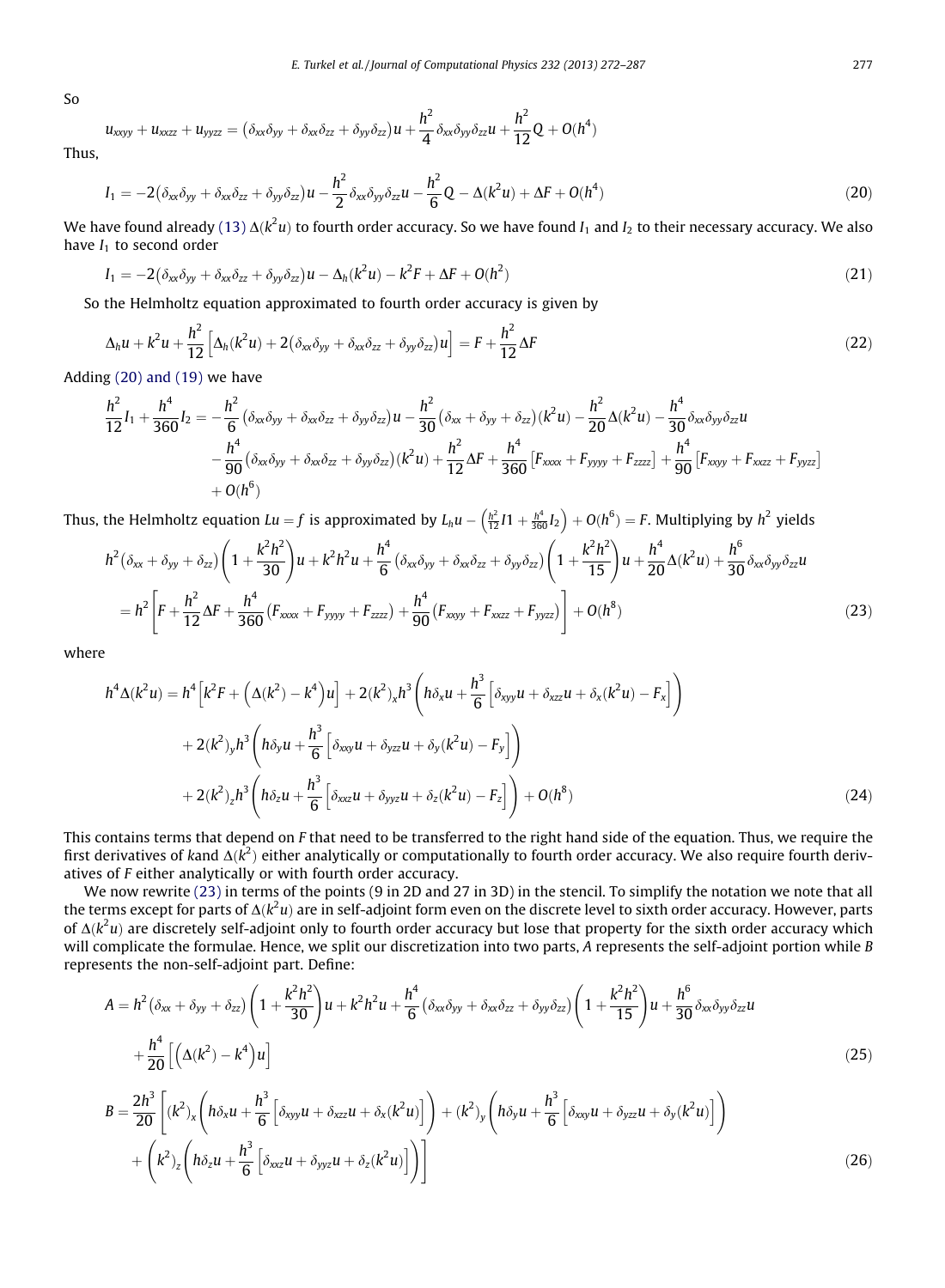So

$$u_{xxyy} + u_{xxzz} + u_{yyzz} = (\delta_{xx}\delta_{yy} + \delta_{xx}\delta_{zz} + \delta_{yy}\delta_{zz})u + \frac{h^2}{4}\delta_{xx}\delta_{yy}\delta_{zz}u + \frac{h^2}{12}Q + O(h^4)$$

Thus,

$$I_1 = -2(\delta_{xx}\delta_{yy} + \delta_{xx}\delta_{zz} + \delta_{yy}\delta_{zz})u - \frac{h^2}{2}\delta_{xx}\delta_{yy}\delta_{zz}u - \frac{h^2}{6}Q - \Delta(k^2u) + \Delta F + O(h^4) \tag{20}$$

We have found already (13) $\Delta(k^2u)$ to fourth order accuracy. So we have found $I_1$ and $I_2$ to their necessary accuracy. We also have $I_1$ to second order

$$I_1 = -2(\delta_{xx}\delta_{yy} + \delta_{xx}\delta_{zz} + \delta_{yy}\delta_{zz})u - \Delta_h(k^2u) - k^2F + \Delta F + O(h^2) \tag{21}$$

So the Helmholtz equation approximated to fourth order accuracy is given by

$$\Delta_h u + k^2u + \frac{h^2}{12}\left[\Delta_h(k^2u) + 2(\delta_{xx}\delta_{yy} + \delta_{xx}\delta_{zz} + \delta_{yy}\delta_{zz})u\right] = F + \frac{h^2}{12}\Delta F \tag{22}$$

Adding (20) and (19) we have

$$\begin{aligned}
\frac{h^2}{12}I_1 + \frac{h^4}{360}I_2 = &-\frac{h^2}{6}(\delta_{xx}\delta_{yy} + \delta_{xx}\delta_{zz} + \delta_{yy}\delta_{zz})u - \frac{h^2}{30}(\delta_{xx} + \delta_{yy} + \delta_{zz})(k^2u) - \frac{h^2}{20}\Delta(k^2u) - \frac{h^4}{30}\delta_{xx}\delta_{yy}\delta_{zz}u \\
&- \frac{h^4}{90}(\delta_{xx}\delta_{yy} + \delta_{xx}\delta_{zz} + \delta_{yy}\delta_{zz})(k^2u) + \frac{h^2}{12}\Delta F + \frac{h^4}{360}\left[F_{xxxx} + F_{yyyy} + F_{zzzz}\right] + \frac{h^4}{90}\left[F_{xxyy} + F_{xxzz} + F_{yyzz}\right] \\
&+ O(h^6)
\end{aligned}$$

Thus, the Helmholtz equation $Lu = f$ is approximated by $L_hu - \left(\frac{h^2}{12}I1 + \frac{h^4}{360}I_2\right) + O(h^6) = F$. Multiplying by $h^2$ yields

$$\begin{aligned}
&h^2(\delta_{xx} + \delta_{yy} + \delta_{zz})\left(1 + \frac{k^2h^2}{30}\right)u + k^2h^2u + \frac{h^4}{6}(\delta_{xx}\delta_{yy} + \delta_{xx}\delta_{zz} + \delta_{yy}\delta_{zz})\left(1 + \frac{k^2h^2}{15}\right)u + \frac{h^4}{20}\Delta(k^2u) + \frac{h^6}{30}\delta_{xx}\delta_{yy}\delta_{zz}u \\
&= h^2\left[F + \frac{h^2}{12}\Delta F + \frac{h^4}{360}(F_{xxxx} + F_{yyyy} + F_{zzzz}) + \frac{h^4}{90}(F_{xxyy} + F_{xxzz} + F_{yyzz})\right] + O(h^8)
\end{aligned} \tag{23}$$

where

$$\begin{aligned}
h^4\Delta(k^2u) = &h^4\left[k^2F + \left(\Delta(k^2) - k^4\right)u\right] + 2(k^2)_x h^3\left(h\delta_x u + \frac{h^3}{6}\left[\delta_{xyy}u + \delta_{xzz}u + \delta_x(k^2u) - F_x\right]\right) \\
&+ 2(k^2)_y h^3\left(h\delta_y u + \frac{h^3}{6}\left[\delta_{xxy}u + \delta_{yzz}u + \delta_y(k^2u) - F_y\right]\right) \\
&+ 2(k^2)_z h^3\left(h\delta_z u + \frac{h^3}{6}\left[\delta_{xxz}u + \delta_{yyz}u + \delta_z(k^2u) - F_z\right]\right) + O(h^8)
\end{aligned} \tag{24}$$

This contains terms that depend on $F$ that need to be transferred to the right hand side of the equation. Thus, we require the first derivatives of $k$and $\Delta(k^2)$ either analytically or computationally to fourth order accuracy. We also require fourth derivatives of $F$ either analytically or with fourth order accuracy.

We now rewrite (23) in terms of the points (9 in 2D and 27 in 3D) in the stencil. To simplify the notation we note that all the terms except for parts of $\Delta(k^2u)$ are in self-adjoint form even on the discrete level to sixth order accuracy. However, parts of $\Delta(k^2u)$ are discretely self-adjoint only to fourth order accuracy but lose that property for the sixth order accuracy which will complicate the formulae. Hence, we split our discretization into two parts, $A$ represents the self-adjoint portion while $B$ represents the non-self-adjoint part. Define:

$$\begin{aligned}
A = &h^2(\delta_{xx} + \delta_{yy} + \delta_{zz})\left(1 + \frac{k^2h^2}{30}\right)u + k^2h^2u + \frac{h^4}{6}(\delta_{xx}\delta_{yy} + \delta_{xx}\delta_{zz} + \delta_{yy}\delta_{zz})\left(1 + \frac{k^2h^2}{15}\right)u + \frac{h^6}{30}\delta_{xx}\delta_{yy}\delta_{zz}u \\
&+ \frac{h^4}{20}\left[\left(\Delta(k^2) - k^4\right)u\right]
\end{aligned} \tag{25}$$

$$\begin{aligned}
B = &\frac{2h^3}{20}\left[(k^2)_x\left(h\delta_x u + \frac{h^3}{6}\left[\delta_{xyy}u + \delta_{xzz}u + \delta_x(k^2u)\right]\right) + (k^2)_y\left(h\delta_y u + \frac{h^3}{6}\left[\delta_{xxy}u + \delta_{yzz}u + \delta_y(k^2u)\right]\right)\right. \\
&\left. + \left(k^2\right)_z\left(h\delta_z u + \frac{h^3}{6}\left[\delta_{xxz}u + \delta_{yyz}u + \delta_z(k^2u)\right]\right)\right]
\end{aligned} \tag{26}$$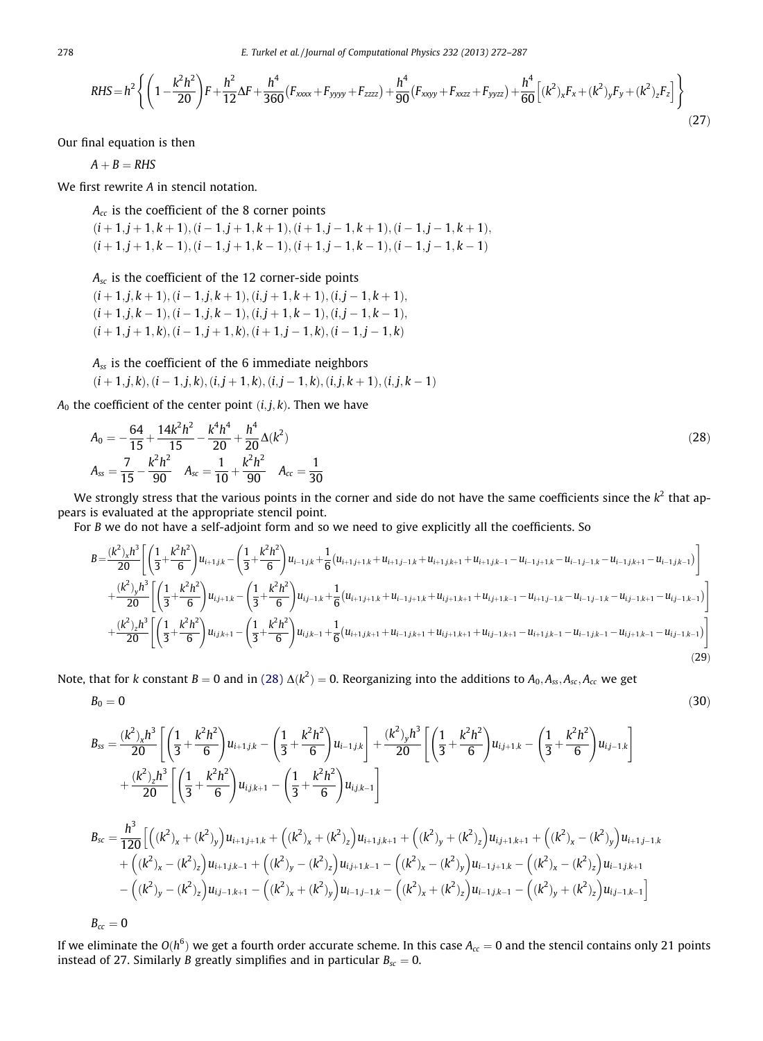$$RHS = h^2 \left\{ \left(1 - \frac{k^2h^2}{20}\right)F + \frac{h^2}{12}\Delta F + \frac{h^4}{360}(F_{xxxx} + F_{yyyy} + F_{zzzz}) + \frac{h^4}{90}(F_{xxyy} + F_{xxzz} + F_{yyzz}) + \frac{h^4}{60}\left[(k^2)_x F_x + (k^2)_y F_y + (k^2)_z F_z\right] \right\} \tag{27}$$

Our final equation is then

$$A + B = RHS$$

We first rewrite $A$ in stencil notation.

$A_{cc}$ is the coefficient of the 8 corner points
$(i+1,j+1,k+1), (i-1,j+1,k+1), (i+1,j-1,k+1), (i-1,j-1,k+1),$
$(i+1,j+1,k-1), (i-1,j+1,k-1), (i+1,j-1,k-1), (i-1,j-1,k-1)$

$A_{sc}$ is the coefficient of the 12 corner-side points
$(i+1,j,k+1), (i-1,j,k+1), (i,j+1,k+1), (i,j-1,k+1),$
$(i+1,j,k-1), (i-1,j,k-1), (i,j+1,k-1), (i,j-1,k-1),$
$(i+1,j+1,k), (i-1,j+1,k), (i+1,j-1,k), (i-1,j-1,k)$

$A_{ss}$ is the coefficient of the 6 immediate neighbors
$(i+1,j,k), (i-1,j,k), (i,j+1,k), (i,j-1,k), (i,j,k+1), (i,j,k-1)$

$A_0$ the coefficient of the center point $(i,j,k)$. Then we have

$$A_0 = -\frac{64}{15} + \frac{14k^2h^2}{15} - \frac{k^4h^4}{20} + \frac{h^4}{20}\Delta(k^2) \tag{28}$$

$$A_{ss} = \frac{7}{15} - \frac{k^2h^2}{90} \quad A_{sc} = \frac{1}{10} + \frac{k^2h^2}{90} \quad A_{cc} = \frac{1}{30}$$

We strongly stress that the various points in the corner and side do not have the same coefficients since the $k^2$ that appears is evaluated at the appropriate stencil point.

For $B$ we do not have a self-adjoint form and so we need to give explicitly all the coefficients. So

$$\begin{aligned}
B = &\frac{(k^2)_x h^3}{20}\left[\left(\frac{1}{3} + \frac{k^2h^2}{6}\right)u_{i+1,j,k} - \left(\frac{1}{3} + \frac{k^2h^2}{6}\right)u_{i-1,j,k} + \frac{1}{6}\left(u_{i+1,j+1,k} + u_{i+1,j-1,k} + u_{i+1,j,k+1} + u_{i+1,j,k-1} - u_{i-1,j+1,k} - u_{i-1,j-1,k} - u_{i-1,j,k+1} - u_{i-1,j,k-1}\right)\right] \\
&+ \frac{(k^2)_y h^3}{20}\left[\left(\frac{1}{3} + \frac{k^2h^2}{6}\right)u_{i,j+1,k} - \left(\frac{1}{3} + \frac{k^2h^2}{6}\right)u_{i,j-1,k} + \frac{1}{6}\left(u_{i+1,j+1,k} + u_{i-1,j+1,k} + u_{i,j+1,k+1} + u_{i,j+1,k-1} - u_{i+1,j-1,k} - u_{i-1,j-1,k} - u_{i,j-1,k+1} - u_{i,j-1,k-1}\right)\right] \\
&+ \frac{(k^2)_z h^3}{20}\left[\left(\frac{1}{3} + \frac{k^2h^2}{6}\right)u_{i,j,k+1} - \left(\frac{1}{3} + \frac{k^2h^2}{6}\right)u_{i,j,k-1} + \frac{1}{6}\left(u_{i+1,j,k+1} + u_{i-1,j,k+1} + u_{i,j+1,k+1} + u_{i,j-1,k+1} - u_{i+1,j,k-1} - u_{i-1,j,k-1} - u_{i,j+1,k-1} - u_{i,j-1,k-1}\right)\right]
\end{aligned} \tag{29}$$

Note, that for $k$ constant $B = 0$ and in (28) $\Delta(k^2) = 0$. Reorganizing into the additions to $A_0, A_{ss}, A_{sc}, A_{cc}$ we get

$$B_0 = 0 \tag{30}$$

$$\begin{aligned}
B_{ss} = &\frac{(k^2)_x h^3}{20}\left[\left(\frac{1}{3} + \frac{k^2h^2}{6}\right)u_{i+1,j,k} - \left(\frac{1}{3} + \frac{k^2h^2}{6}\right)u_{i-1,j,k}\right] + \frac{(k^2)_y h^3}{20}\left[\left(\frac{1}{3} + \frac{k^2h^2}{6}\right)u_{i,j+1,k} - \left(\frac{1}{3} + \frac{k^2h^2}{6}\right)u_{i,j-1,k}\right] \\
&+ \frac{(k^2)_z h^3}{20}\left[\left(\frac{1}{3} + \frac{k^2h^2}{6}\right)u_{i,j,k+1} - \left(\frac{1}{3} + \frac{k^2h^2}{6}\right)u_{i,j,k-1}\right]
\end{aligned}$$

$$\begin{aligned}
B_{sc} = \frac{h^3}{120}\Big[&\left((k^2)_x + (k^2)_y\right)u_{i+1,j+1,k} + \left((k^2)_x + (k^2)_z\right)u_{i+1,j,k+1} + \left((k^2)_y + (k^2)_z\right)u_{i,j+1,k+1} + \left((k^2)_x - (k^2)_y\right)u_{i+1,j-1,k} \\
&+ \left((k^2)_x - (k^2)_z\right)u_{i+1,j,k-1} + \left((k^2)_y - (k^2)_z\right)u_{i,j+1,k-1} - \left((k^2)_x - (k^2)_y\right)u_{i-1,j+1,k} - \left((k^2)_x - (k^2)_z\right)u_{i-1,j,k+1} \\
&- \left((k^2)_y - (k^2)_z\right)u_{i,j-1,k+1} - \left((k^2)_x + (k^2)_y\right)u_{i-1,j-1,k} - \left((k^2)_x + (k^2)_z\right)u_{i-1,j,k-1} - \left((k^2)_y + (k^2)_z\right)u_{i,j-1,k-1}\Big]
\end{aligned}$$

$$B_{cc} = 0$$

If we eliminate the $O(h^6)$ we get a fourth order accurate scheme. In this case $A_{cc} = 0$ and the stencil contains only 21 points instead of 27. Similarly $B$ greatly simplifies and in particular $B_{sc} = 0$.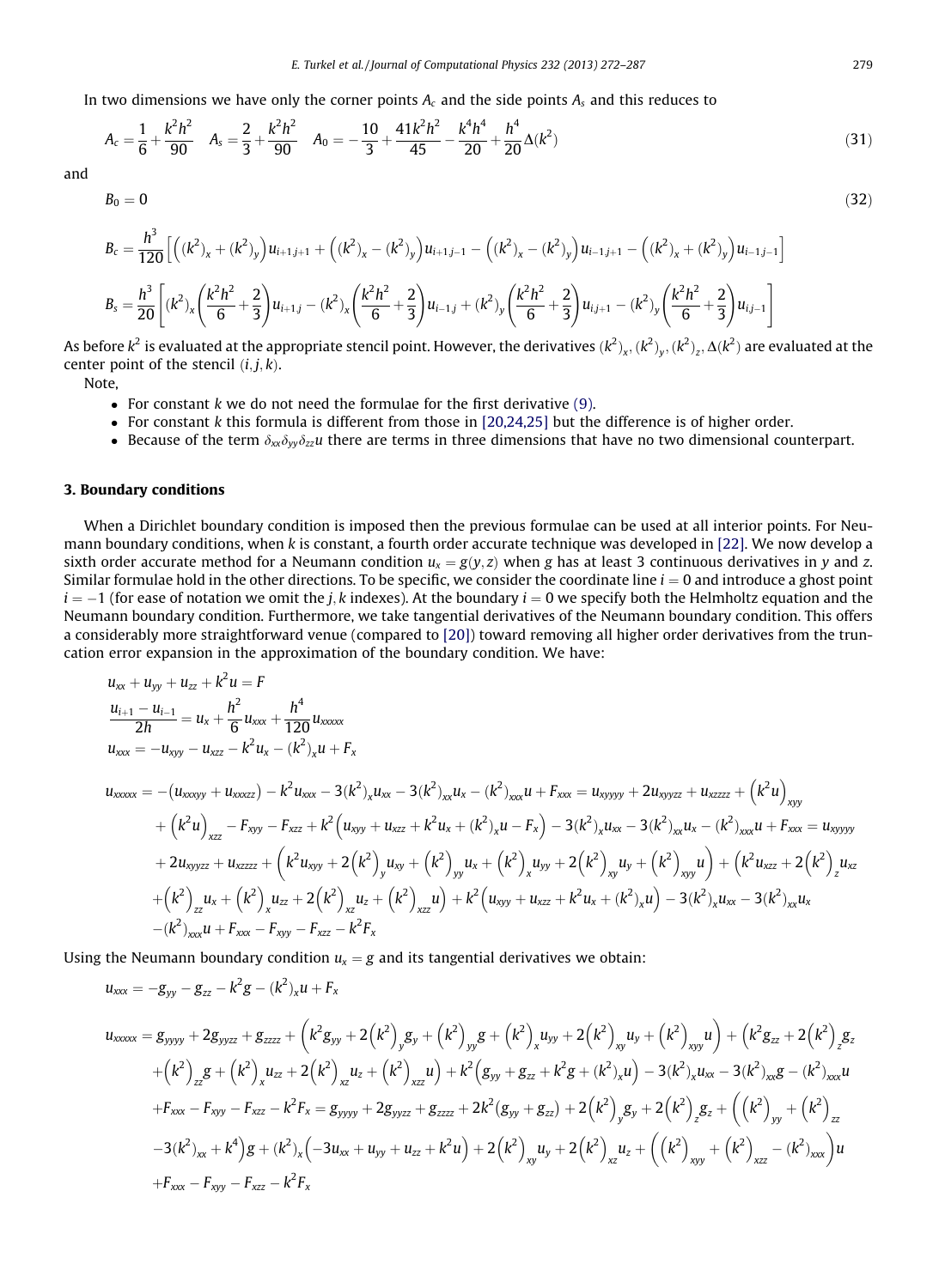In two dimensions we have only the corner points $A_c$ and the side points $A_s$ and this reduces to

$$A_c = \frac{1}{6} + \frac{k^2h^2}{90} \quad A_s = \frac{2}{3} + \frac{k^2h^2}{90} \quad A_0 = -\frac{10}{3} + \frac{41k^2h^2}{45} - \frac{k^4h^4}{20} + \frac{h^4}{20}\Delta(k^2) \tag{31}$$

and

$$B_0 = 0 \tag{32}$$

$$B_c = \frac{h^3}{120}\left[\left((k^2)_x + (k^2)_y\right)u_{i+1,j+1} + \left((k^2)_x - (k^2)_y\right)u_{i+1,j-1} - \left((k^2)_x - (k^2)_y\right)u_{i-1,j+1} - \left((k^2)_x + (k^2)_y\right)u_{i-1,j-1}\right]$$

$$B_s = \frac{h^3}{20}\left[(k^2)_x\left(\frac{k^2h^2}{6} + \frac{2}{3}\right)u_{i+1,j} - (k^2)_x\left(\frac{k^2h^2}{6} + \frac{2}{3}\right)u_{i-1,j} + (k^2)_y\left(\frac{k^2h^2}{6} + \frac{2}{3}\right)u_{i,j+1} - (k^2)_y\left(\frac{k^2h^2}{6} + \frac{2}{3}\right)u_{i,j-1}\right]$$

As before $k^2$ is evaluated at the appropriate stencil point. However, the derivatives $(k^2)_x, (k^2)_y, (k^2)_z, \Delta(k^2)$ are evaluated at the center point of the stencil $(i,j,k)$.

Note,

- For constant $k$ we do not need the formulae for the first derivative (9).
- For constant $k$ this formula is different from those in [20,24,25] but the difference is of higher order.
- Because of the term $\delta_{xx}\delta_{yy}\delta_{zz}u$ there are terms in three dimensions that have no two dimensional counterpart.

## 3. Boundary conditions

When a Dirichlet boundary condition is imposed then the previous formulae can be used at all interior points. For Neumann boundary conditions, when $k$ is constant, a fourth order accurate technique was developed in [22]. We now develop a sixth order accurate method for a Neumann condition $u_x = g(y,z)$ when $g$ has at least 3 continuous derivatives in $y$ and $z$. Similar formulae hold in the other directions. To be specific, we consider the coordinate line $i = 0$ and introduce a ghost point $i = -1$ (for ease of notation we omit the $j,k$ indexes). At the boundary $i = 0$ we specify both the Helmholtz equation and the Neumann boundary condition. Furthermore, we take tangential derivatives of the Neumann boundary condition. This offers a considerably more straightforward venue (compared to [20]) toward removing all higher order derivatives from the truncation error expansion in the approximation of the boundary condition. We have:

$$u_{xx} + u_{yy} + u_{zz} + k^2u = F$$

$$\frac{u_{i+1} - u_{i-1}}{2h} = u_x + \frac{h^2}{6}u_{xxx} + \frac{h^4}{120}u_{xxxxx}$$

$$u_{xxx} = -u_{xyy} - u_{xzz} - k^2u_x - (k^2)_xu + F_x$$

$$\begin{aligned}
u_{xxxxx} &= -\left(u_{xxxyy} + u_{xxxzz}\right) - k^2u_{xxx} - 3(k^2)_xu_{xx} - 3(k^2)_{xx}u_x - (k^2)_{xxx}u + F_{xxx} = u_{xyyyy} + 2u_{xyyzz} + u_{xzzzz} + \left(k^2u\right)_{xyy} \\
&+ \left(k^2u\right)_{xzz} - F_{xyy} - F_{xzz} + k^2\left(u_{xyy} + u_{xzz} + k^2u_x + (k^2)_xu - F_x\right) - 3(k^2)_xu_{xx} - 3(k^2)_{xx}u_x - (k^2)_{xxx}u + F_{xxx} = u_{xyyyy} \\
&+ 2u_{xyyzz} + u_{xzzzz} + \left(k^2u_{xyy} + 2\left(k^2\right)_yu_{xy} + \left(k^2\right)_{yy}u_x + \left(k^2\right)_xu_{yy} + 2\left(k^2\right)_{xy}u_y + \left(k^2\right)_{xyy}u\right) + \left(k^2u_{xzz} + 2\left(k^2\right)_zu_{xz}\right. \\
&\left.+\left(k^2\right)_{zz}u_x + \left(k^2\right)_xu_{zz} + 2\left(k^2\right)_{xz}u_z + \left(k^2\right)_{xzz}u\right) + k^2\left(u_{xyy} + u_{xzz} + k^2u_x + (k^2)_xu\right) - 3(k^2)_xu_{xx} - 3(k^2)_{xx}u_x \\
&-(k^2)_{xxx}u + F_{xxx} - F_{xyy} - F_{xzz} - k^2F_x
\end{aligned}$$

Using the Neumann boundary condition $u_x = g$ and its tangential derivatives we obtain:

$$u_{xxx} = -g_{yy} - g_{zz} - k^2g - (k^2)_xu + F_x$$

$$\begin{aligned}
u_{xxxxx} &= g_{yyyy} + 2g_{yyzz} + g_{zzzz} + \left(k^2g_{yy} + 2\left(k^2\right)_yg_y + \left(k^2\right)_{yy}g + \left(k^2\right)_xu_{yy} + 2\left(k^2\right)_{xy}u_y + \left(k^2\right)_{xyy}u\right) + \left(k^2g_{zz} + 2\left(k^2\right)_zg_z\right. \\
&\left.+\left(k^2\right)_{zz}g + \left(k^2\right)_xu_{zz} + 2\left(k^2\right)_{xz}u_z + \left(k^2\right)_{xzz}u\right) + k^2\left(g_{yy} + g_{zz} + k^2g + (k^2)_xu\right) - 3(k^2)_xu_{xx} - 3(k^2)_{xx}g - (k^2)_{xxx}u \\
&+F_{xxx} - F_{xyy} - F_{xzz} - k^2F_x = g_{yyyy} + 2g_{yyzz} + g_{zzzz} + 2k^2(g_{yy} + g_{zz}) + 2\left(k^2\right)_yg_y + 2\left(k^2\right)_zg_z + \left(\left(k^2\right)_{yy} + \left(k^2\right)_{zz}\right. \\
&\left.-3(k^2)_{xx} + k^4\right)g + (k^2)_x\left(-3u_{xx} + u_{yy} + u_{zz} + k^2u\right) + 2\left(k^2\right)_{xy}u_y + 2\left(k^2\right)_{xz}u_z + \left(\left(k^2\right)_{xyy} + \left(k^2\right)_{xzz} - (k^2)_{xxx}\right)u \\
&+F_{xxx} - F_{xyy} - F_{xzz} - k^2F_x
\end{aligned}$$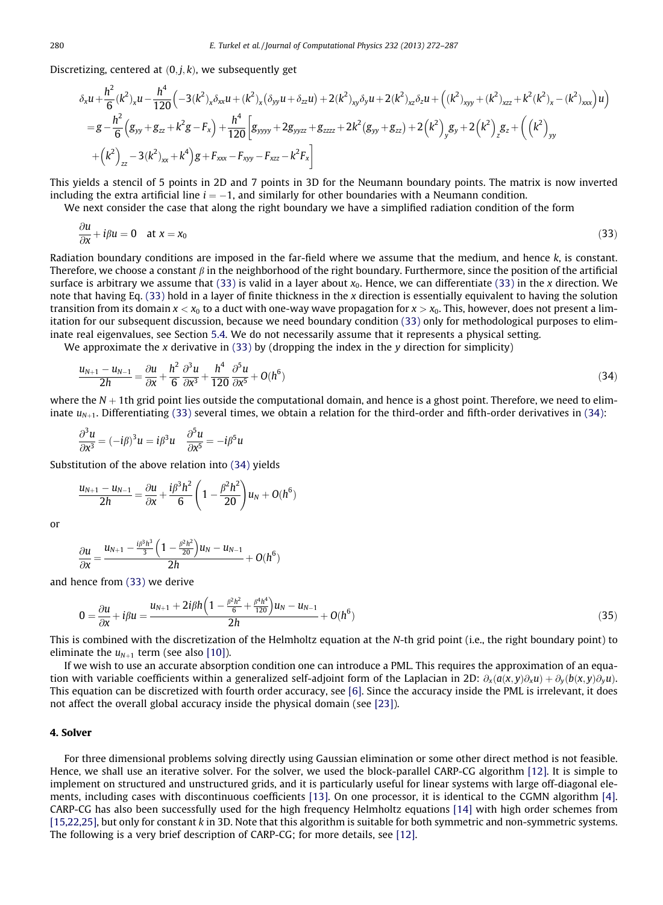Discretizing, centered at $(0, j, k)$, we subsequently get

$$
\begin{aligned}
&\delta_x u + \frac{h^2}{6}(k^2)_x u - \frac{h^4}{120}\Big(-3(k^2)_x \delta_{xx} u + (k^2)_x(\delta_{yy} u + \delta_{zz} u) + 2(k^2)_{xy}\delta_y u + 2(k^2)_{xz}\delta_z u + \Big((k^2)_{xyy} + (k^2)_{xzz} + k^2(k^2)_x - (k^2)_{xxx}\Big)u\Big) \\
&= g - \frac{h^2}{6}\Big(g_{yy} + g_{zz} + k^2 g - F_x\Big) + \frac{h^4}{120}\Big[g_{yyyy} + 2g_{yyzz} + g_{zzzz} + 2k^2(g_{yy} + g_{zz}) + 2\Big(k^2\Big)_y g_y + 2\Big(k^2\Big)_z g_z + \Big(\Big(k^2\Big)_{yy} \\
&\quad + \Big(k^2\Big)_{zz} - 3(k^2)_{xx} + k^4\Big)g + F_{xxx} - F_{xyy} - F_{xzz} - k^2 F_x\Big]
\end{aligned}
$$

This yields a stencil of 5 points in 2D and 7 points in 3D for the Neumann boundary points. The matrix is now inverted including the extra artificial line $i = -1$, and similarly for other boundaries with a Neumann condition.

We next consider the case that along the right boundary we have a simplified radiation condition of the form

$$
\frac{\partial u}{\partial x} + i\beta u = 0 \quad \text{at } x = x_0 \tag{33}
$$

Radiation boundary conditions are imposed in the far-field where we assume that the medium, and hence $k$, is constant. Therefore, we choose a constant $\beta$ in the neighborhood of the right boundary. Furthermore, since the position of the artificial surface is arbitrary we assume that (33) is valid in a layer about $x_0$. Hence, we can differentiate (33) in the $x$ direction. We note that having Eq. (33) hold in a layer of finite thickness in the $x$ direction is essentially equivalent to having the solution transition from its domain $x < x_0$ to a duct with one-way wave propagation for $x > x_0$. This, however, does not present a limitation for our subsequent discussion, because we need boundary condition (33) only for methodological purposes to eliminate real eigenvalues, see Section 5.4. We do not necessarily assume that it represents a physical setting.

We approximate the $x$ derivative in (33) by (dropping the index in the $y$ direction for simplicity)

$$
\frac{u_{N+1} - u_{N-1}}{2h} = \frac{\partial u}{\partial x} + \frac{h^2}{6}\frac{\partial^3 u}{\partial x^3} + \frac{h^4}{120}\frac{\partial^5 u}{\partial x^5} + O(h^6) \tag{34}
$$

where the $N+1$th grid point lies outside the computational domain, and hence is a ghost point. Therefore, we need to eliminate $u_{N+1}$. Differentiating (33) several times, we obtain a relation for the third-order and fifth-order derivatives in (34):

$$
\frac{\partial^3 u}{\partial x^3} = (-i\beta)^3 u = i\beta^3 u \quad \frac{\partial^5 u}{\partial x^5} = -i\beta^5 u
$$

Substitution of the above relation into (34) yields

$$
\frac{u_{N+1} - u_{N-1}}{2h} = \frac{\partial u}{\partial x} + \frac{i\beta^3 h^2}{6}\left(1 - \frac{\beta^2 h^2}{20}\right)u_N + O(h^6)
$$

or

$$
\frac{\partial u}{\partial x} = \frac{u_{N+1} - \frac{i\beta^3 h^3}{3}\left(1 - \frac{\beta^2 h^2}{20}\right)u_N - u_{N-1}}{2h} + O(h^6)
$$

and hence from (33) we derive

$$
0 = \frac{\partial u}{\partial x} + i\beta u = \frac{u_{N+1} + 2i\beta h\left(1 - \frac{\beta^2 h^2}{6} + \frac{\beta^4 h^4}{120}\right)u_N - u_{N-1}}{2h} + O(h^6) \tag{35}
$$

This is combined with the discretization of the Helmholtz equation at the $N$-th grid point (i.e., the right boundary point) to eliminate the $u_{N+1}$ term (see also [10]).

If we wish to use an accurate absorption condition one can introduce a PML. This requires the approximation of an equation with variable coefficients within a generalized self-adjoint form of the Laplacian in 2D: $\partial_x(a(x,y)\partial_x u) + \partial_y(b(x,y)\partial_y u)$. This equation can be discretized with fourth order accuracy, see [6]. Since the accuracy inside the PML is irrelevant, it does not affect the overall global accuracy inside the physical domain (see [23]).

## 4. Solver

For three dimensional problems solving directly using Gaussian elimination or some other direct method is not feasible. Hence, we shall use an iterative solver. For the solver, we used the block-parallel CARP-CG algorithm [12]. It is simple to implement on structured and unstructured grids, and it is particularly useful for linear systems with large off-diagonal elements, including cases with discontinuous coefficients [13]. On one processor, it is identical to the CGMN algorithm [4]. CARP-CG has also been successfully used for the high frequency Helmholtz equations [14] with high order schemes from [15,22,25], but only for constant $k$ in 3D. Note that this algorithm is suitable for both symmetric and non-symmetric systems. The following is a very brief description of CARP-CG; for more details, see [12].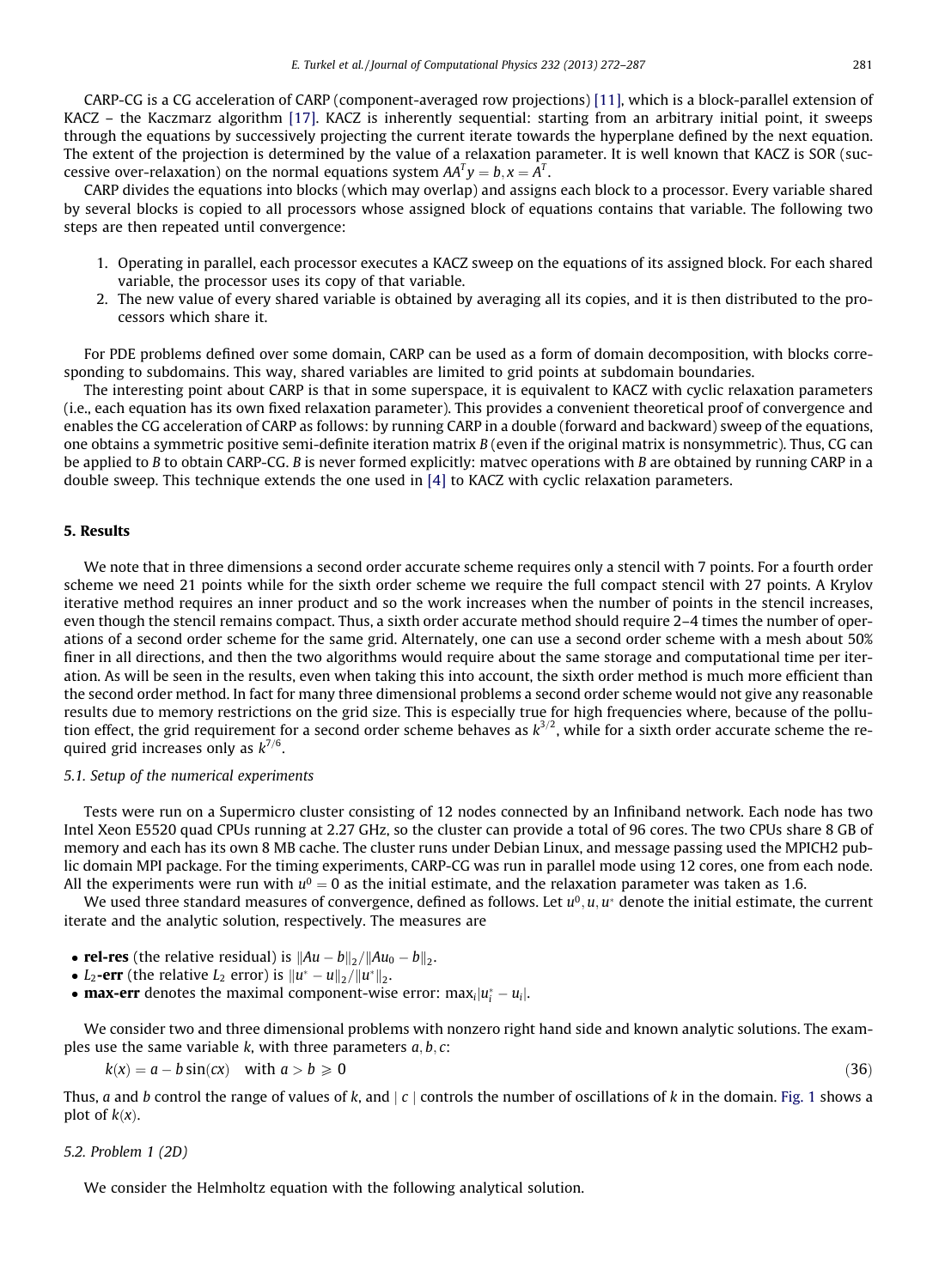CARP-CG is a CG acceleration of CARP (component-averaged row projections) [11], which is a block-parallel extension of KACZ – the Kaczmarz algorithm [17]. KACZ is inherently sequential: starting from an arbitrary initial point, it sweeps through the equations by successively projecting the current iterate towards the hyperplane defined by the next equation. The extent of the projection is determined by the value of a relaxation parameter. It is well known that KACZ is SOR (successive over-relaxation) on the normal equations system $AA^Ty = b, x = A^T$.

CARP divides the equations into blocks (which may overlap) and assigns each block to a processor. Every variable shared by several blocks is copied to all processors whose assigned block of equations contains that variable. The following two steps are then repeated until convergence:

1. Operating in parallel, each processor executes a KACZ sweep on the equations of its assigned block. For each shared variable, the processor uses its copy of that variable.
2. The new value of every shared variable is obtained by averaging all its copies, and it is then distributed to the processors which share it.

For PDE problems defined over some domain, CARP can be used as a form of domain decomposition, with blocks corresponding to subdomains. This way, shared variables are limited to grid points at subdomain boundaries.

The interesting point about CARP is that in some superspace, it is equivalent to KACZ with cyclic relaxation parameters (i.e., each equation has its own fixed relaxation parameter). This provides a convenient theoretical proof of convergence and enables the CG acceleration of CARP as follows: by running CARP in a double (forward and backward) sweep of the equations, one obtains a symmetric positive semi-definite iteration matrix $B$ (even if the original matrix is nonsymmetric). Thus, CG can be applied to $B$ to obtain CARP-CG. $B$ is never formed explicitly: matvec operations with $B$ are obtained by running CARP in a double sweep. This technique extends the one used in [4] to KACZ with cyclic relaxation parameters.

## 5. Results

We note that in three dimensions a second order accurate scheme requires only a stencil with 7 points. For a fourth order scheme we need 21 points while for the sixth order scheme we require the full compact stencil with 27 points. A Krylov iterative method requires an inner product and so the work increases when the number of points in the stencil increases, even though the stencil remains compact. Thus, a sixth order accurate method should require 2–4 times the number of operations of a second order scheme for the same grid. Alternately, one can use a second order scheme with a mesh about 50% finer in all directions, and then the two algorithms would require about the same storage and computational time per iteration. As will be seen in the results, even when taking this into account, the sixth order method is much more efficient than the second order method. In fact for many three dimensional problems a second order scheme would not give any reasonable results due to memory restrictions on the grid size. This is especially true for high frequencies where, because of the pollution effect, the grid requirement for a second order scheme behaves as $k^{3/2}$, while for a sixth order accurate scheme the required grid increases only as $k^{7/6}$.

### 5.1. Setup of the numerical experiments

Tests were run on a Supermicro cluster consisting of 12 nodes connected by an Infiniband network. Each node has two Intel Xeon E5520 quad CPUs running at 2.27 GHz, so the cluster can provide a total of 96 cores. The two CPUs share 8 GB of memory and each has its own 8 MB cache. The cluster runs under Debian Linux, and message passing used the MPICH2 public domain MPI package. For the timing experiments, CARP-CG was run in parallel mode using 12 cores, one from each node. All the experiments were run with $u^0 = 0$ as the initial estimate, and the relaxation parameter was taken as 1.6.

We used three standard measures of convergence, defined as follows. Let $u^0, u, u^*$ denote the initial estimate, the current iterate and the analytic solution, respectively. The measures are

- **rel-res** (the relative residual) is $\|Au - b\|_2 / \|Au_0 - b\|_2$.
- **$L_2$-err** (the relative $L_2$ error) is $\|u^* - u\|_2 / \|u^*\|_2$.
- **max-err** denotes the maximal component-wise error: $\max_i |u_i^* - u_i|$.

We consider two and three dimensional problems with nonzero right hand side and known analytic solutions. The examples use the same variable $k$, with three parameters $a, b, c$:

$$k(x) = a - b\sin(cx) \quad \text{with } a > b \geqslant 0 \tag{36}$$

Thus, $a$ and $b$ control the range of values of $k$, and $|\,c\,|$ controls the number of oscillations of $k$ in the domain. Fig. 1 shows a plot of $k(x)$.

### 5.2. Problem 1 (2D)

We consider the Helmholtz equation with the following analytical solution.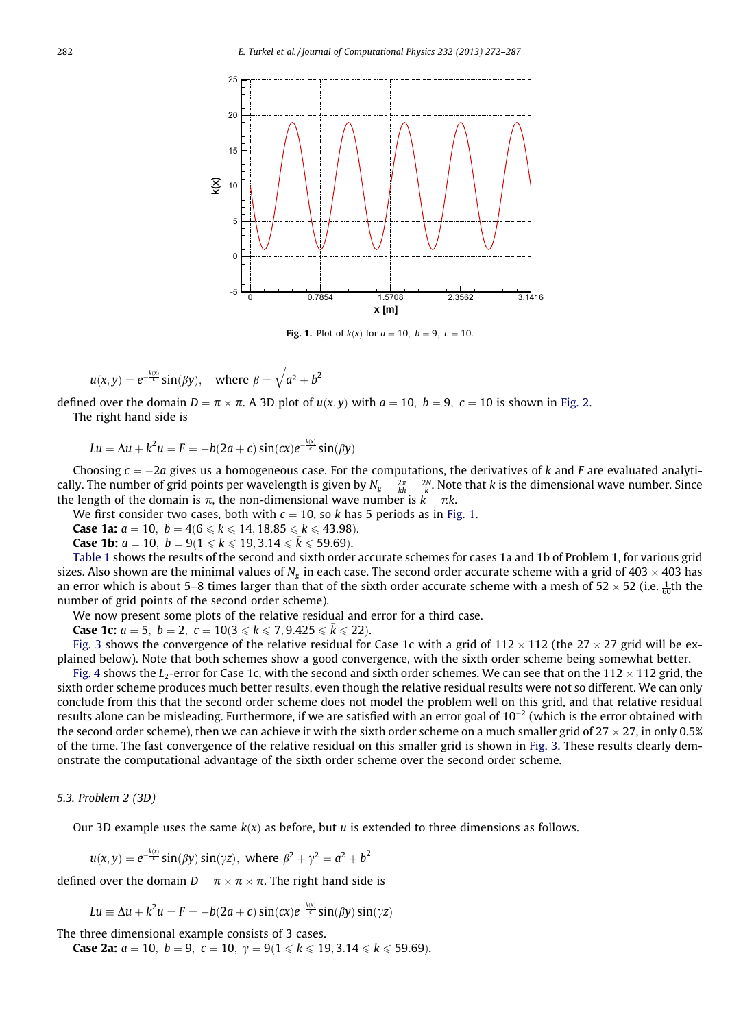**Fig. 1.** Plot of $k(x)$ for $a = 10,\ b = 9,\ c = 10$.

$$u(x,y) = e^{-\frac{k(x)}{c}} \sin(\beta y), \quad \text{where } \beta = \sqrt{a^2 + b^2}$$

defined over the domain $D = \pi \times \pi$. A 3D plot of $u(x,y)$ with $a = 10,\ b = 9,\ c = 10$ is shown in Fig. 2.

The right hand side is

$$Lu = \Delta u + k^2 u = F = -b(2a + c)\sin(cx) e^{-\frac{k(x)}{c}} \sin(\beta y)$$

Choosing $c = -2a$ gives us a homogeneous case. For the computations, the derivatives of $k$ and $F$ are evaluated analytically. The number of grid points per wavelength is given by $N_g = \frac{2\pi}{kh} = \frac{2N}{\bar{k}}$. Note that $k$ is the dimensional wave number. Since the length of the domain is $\pi$, the non-dimensional wave number is $\bar{k} = \pi k$.

We first consider two cases, both with $c = 10$, so $k$ has 5 periods as in Fig. 1.

**Case 1a:** $a = 10,\ b = 4 (6 \leqslant k \leqslant 14, 18.85 \leqslant \bar{k} \leqslant 43.98)$.

**Case 1b:** $a = 10,\ b = 9 (1 \leqslant k \leqslant 19, 3.14 \leqslant \bar{k} \leqslant 59.69)$.

Table 1 shows the results of the second and sixth order accurate schemes for cases 1a and 1b of Problem 1, for various grid sizes. Also shown are the minimal values of $N_g$ in each case. The second order accurate scheme with a grid of $403 \times 403$ has an error which is about 5–8 times larger than that of the sixth order accurate scheme with a mesh of $52 \times 52$ (i.e. $\frac{1}{60}$th the number of grid points of the second order scheme).

We now present some plots of the relative residual and error for a third case.

**Case 1c:** $a = 5,\ b = 2,\ c = 10 (3 \leqslant k \leqslant 7, 9.425 \leqslant \bar{k} \leqslant 22)$.

Fig. 3 shows the convergence of the relative residual for Case 1c with a grid of $112 \times 112$ (the $27 \times 27$ grid will be explained below). Note that both schemes show a good convergence, with the sixth order scheme being somewhat better.

Fig. 4 shows the $L_2$-error for Case 1c, with the second and sixth order schemes. We can see that on the $112 \times 112$ grid, the sixth order scheme produces much better results, even though the relative residual results were not so different. We can only conclude from this that the second order scheme does not model the problem well on this grid, and that relative residual results alone can be misleading. Furthermore, if we are satisfied with an error goal of $10^{-2}$ (which is the error obtained with the second order scheme), then we can achieve it with the sixth order scheme on a much smaller grid of $27 \times 27$, in only 0.5% of the time. The fast convergence of the relative residual on this smaller grid is shown in Fig. 3. These results clearly demonstrate the computational advantage of the sixth order scheme over the second order scheme.

### 5.3. Problem 2 (3D)

Our 3D example uses the same $k(x)$ as before, but $u$ is extended to three dimensions as follows.

$$u(x,y) = e^{-\frac{k(x)}{c}} \sin(\beta y) \sin(\gamma z), \ \text{where } \beta^2 + \gamma^2 = a^2 + b^2$$

defined over the domain $D = \pi \times \pi \times \pi$. The right hand side is

$$Lu \equiv \Delta u + k^2 u = F = -b(2a + c)\sin(cx) e^{-\frac{k(x)}{c}} \sin(\beta y) \sin(\gamma z)$$

The three dimensional example consists of 3 cases.

**Case 2a:** $a = 10,\ b = 9,\ c = 10,\ \gamma = 9 (1 \leqslant k \leqslant 19, 3.14 \leqslant \bar{k} \leqslant 59.69)$.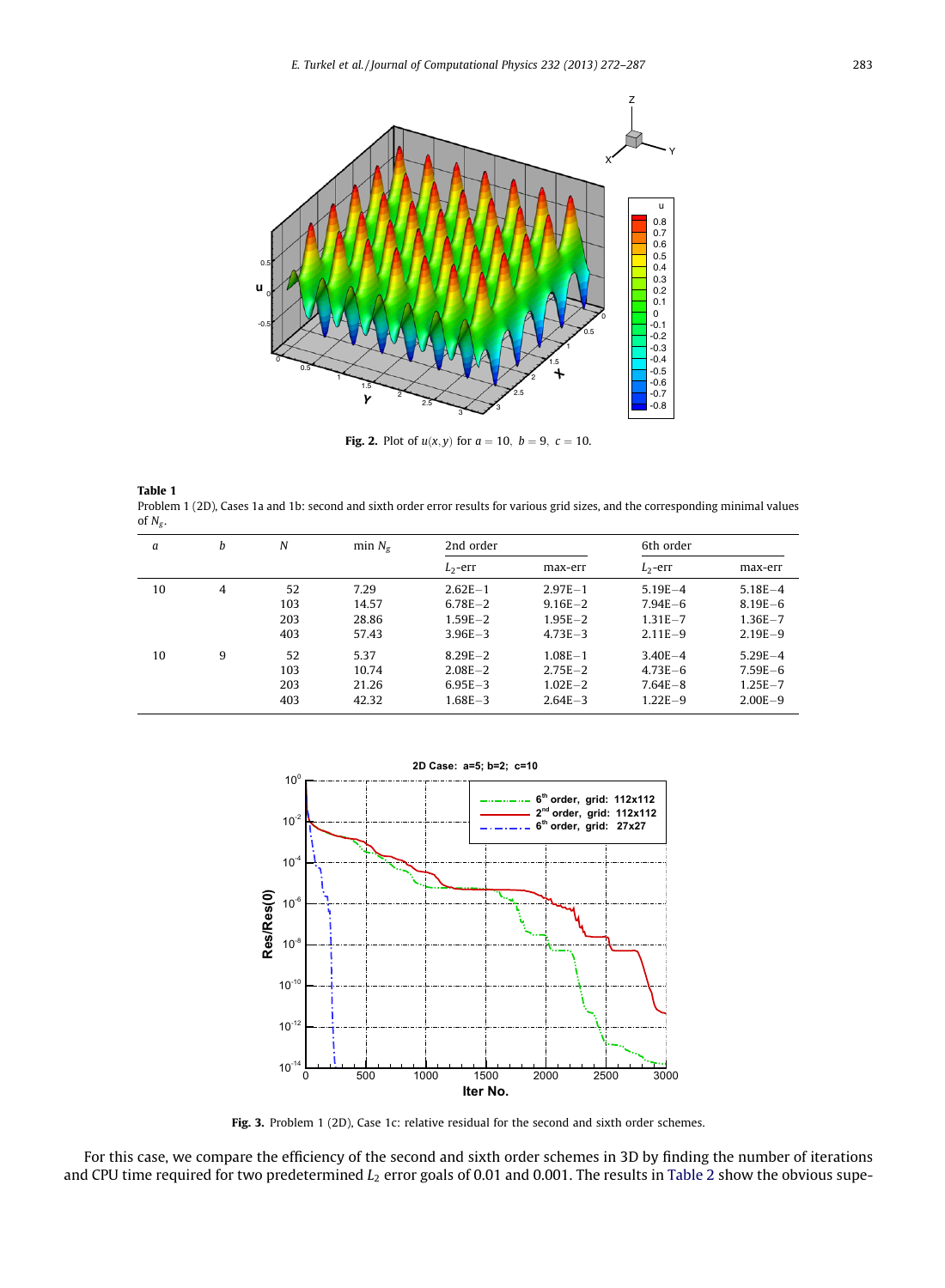**Fig. 2.** Plot of $u(x,y)$ for $a = 10,\ b = 9,\ c = 10$.

**Table 1**
Problem 1 (2D), Cases 1a and 1b: second and sixth order error results for various grid sizes, and the corresponding minimal values of $N_g$.

| $a$ | $b$ | $N$ | min $N_g$ | 2nd order | | 6th order | |
|---|---|---|---|---|---|---|---|
| | | | | $L_2$-err | max-err | $L_2$-err | max-err |
| 10 | 4 | 52 | 7.29 | 2.62E−1 | 2.97E−1 | 5.19E−4 | 5.18E−4 |
| | | 103 | 14.57 | 6.78E−2 | 9.16E−2 | 7.94E−6 | 8.19E−6 |
| | | 203 | 28.86 | 1.59E−2 | 1.95E−2 | 1.31E−7 | 1.36E−7 |
| | | 403 | 57.43 | 3.96E−3 | 4.73E−3 | 2.11E−9 | 2.19E−9 |
| 10 | 9 | 52 | 5.37 | 8.29E−2 | 1.08E−1 | 3.40E−4 | 5.29E−4 |
| | | 103 | 10.74 | 2.08E−2 | 2.75E−2 | 4.73E−6 | 7.59E−6 |
| | | 203 | 21.26 | 6.95E−3 | 1.02E−2 | 7.64E−8 | 1.25E−7 |
| | | 403 | 42.32 | 1.68E−3 | 2.64E−3 | 1.22E−9 | 2.00E−9 |

**Fig. 3.** Problem 1 (2D), Case 1c: relative residual for the second and sixth order schemes.

For this case, we compare the efficiency of the second and sixth order schemes in 3D by finding the number of iterations and CPU time required for two predetermined $L_2$ error goals of 0.01 and 0.001. The results in Table 2 show the obvious supe-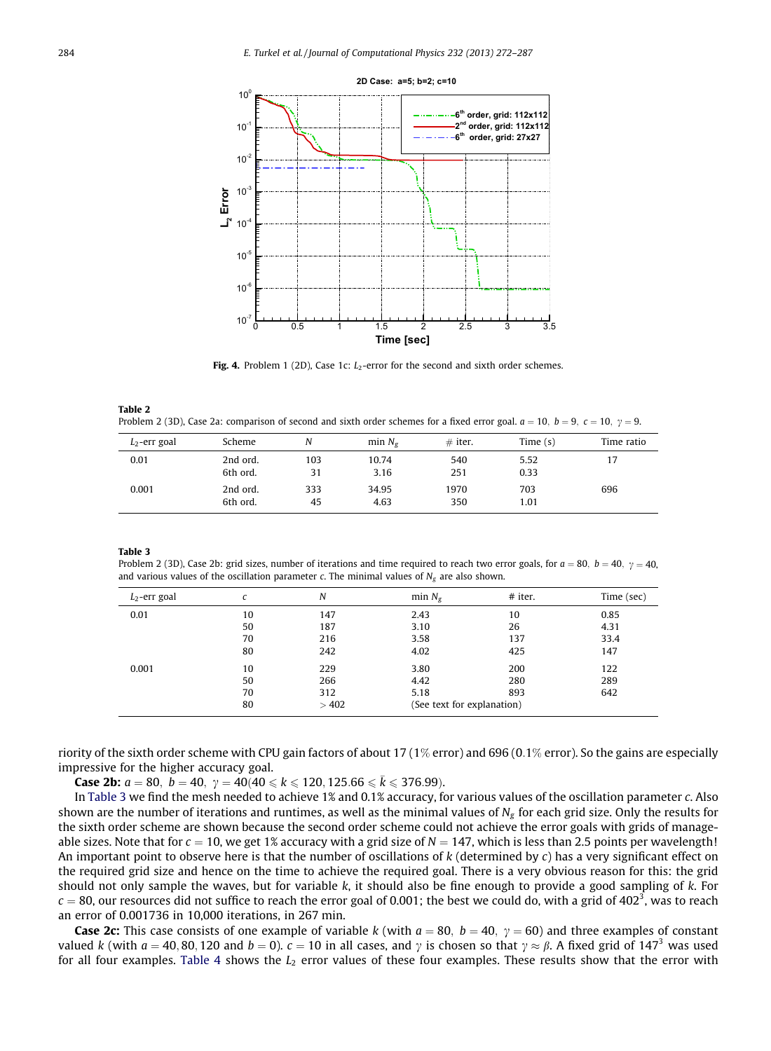**Fig. 4.** Problem 1 (2D), Case 1c: $L_2$-error for the second and sixth order schemes.

**Table 2**
Problem 2 (3D), Case 2a: comparison of second and sixth order schemes for a fixed error goal. $a = 10,\ b = 9,\ c = 10,\ \gamma = 9$.

| $L_2$-err goal | Scheme | $N$ | min $N_g$ | # iter. | Time (s) | Time ratio |
|---|---|---|---|---|---|---|
| 0.01 | 2nd ord. | 103 | 10.74 | 540 | 5.52 | 17 |
| | 6th ord. | 31 | 3.16 | 251 | 0.33 | |
| 0.001 | 2nd ord. | 333 | 34.95 | 1970 | 703 | 696 |
| | 6th ord. | 45 | 4.63 | 350 | 1.01 | |

**Table 3**
Problem 2 (3D), Case 2b: grid sizes, number of iterations and time required to reach two error goals, for $a = 80,\ b = 40,\ \gamma = 40$, and various values of the oscillation parameter $c$. The minimal values of $N_g$ are also shown.

| $L_2$-err goal | $c$ | $N$ | min $N_g$ | # iter. | Time (sec) |
|---|---|---|---|---|---|
| 0.01 | 10 | 147 | 2.43 | 10 | 0.85 |
| | 50 | 187 | 3.10 | 26 | 4.31 |
| | 70 | 216 | 3.58 | 137 | 33.4 |
| | 80 | 242 | 4.02 | 425 | 147 |
| 0.001 | 10 | 229 | 3.80 | 200 | 122 |
| | 50 | 266 | 4.42 | 280 | 289 |
| | 70 | 312 | 5.18 | 893 | 642 |
| | 80 | > 402 | (See text for explanation) | | |

riority of the sixth order scheme with CPU gain factors of about 17 (1% error) and 696 (0.1% error). So the gains are especially impressive for the higher accuracy goal.

**Case 2b:** $a = 80,\ b = 40,\ \gamma = 40 (40 \leqslant k \leqslant 120, 125.66 \leqslant \bar{k} \leqslant 376.99)$.

In Table 3 we find the mesh needed to achieve 1% and 0.1% accuracy, for various values of the oscillation parameter $c$. Also shown are the number of iterations and runtimes, as well as the minimal values of $N_g$ for each grid size. Only the results for the sixth order scheme are shown because the second order scheme could not achieve the error goals with grids of manageable sizes. Note that for $c = 10$, we get 1% accuracy with a grid size of $N = 147$, which is less than 2.5 points per wavelength! An important point to observe here is that the number of oscillations of $k$ (determined by $c$) has a very significant effect on the required grid size and hence on the time to achieve the required goal. There is a very obvious reason for this: the grid should not only sample the waves, but for variable $k$, it should also be fine enough to provide a good sampling of $k$. For $c = 80$, our resources did not suffice to reach the error goal of 0.001; the best we could do, with a grid of $402^3$, was to reach an error of 0.001736 in 10,000 iterations, in 267 min.

**Case 2c:** This case consists of one example of variable $k$ (with $a = 80,\ b = 40,\ \gamma = 60$) and three examples of constant valued $k$ (with $a = 40, 80, 120$ and $b = 0$). $c = 10$ in all cases, and $\gamma$ is chosen so that $\gamma \approx \beta$. A fixed grid of $147^3$ was used for all four examples. Table 4 shows the $L_2$ error values of these four examples. These results show that the error with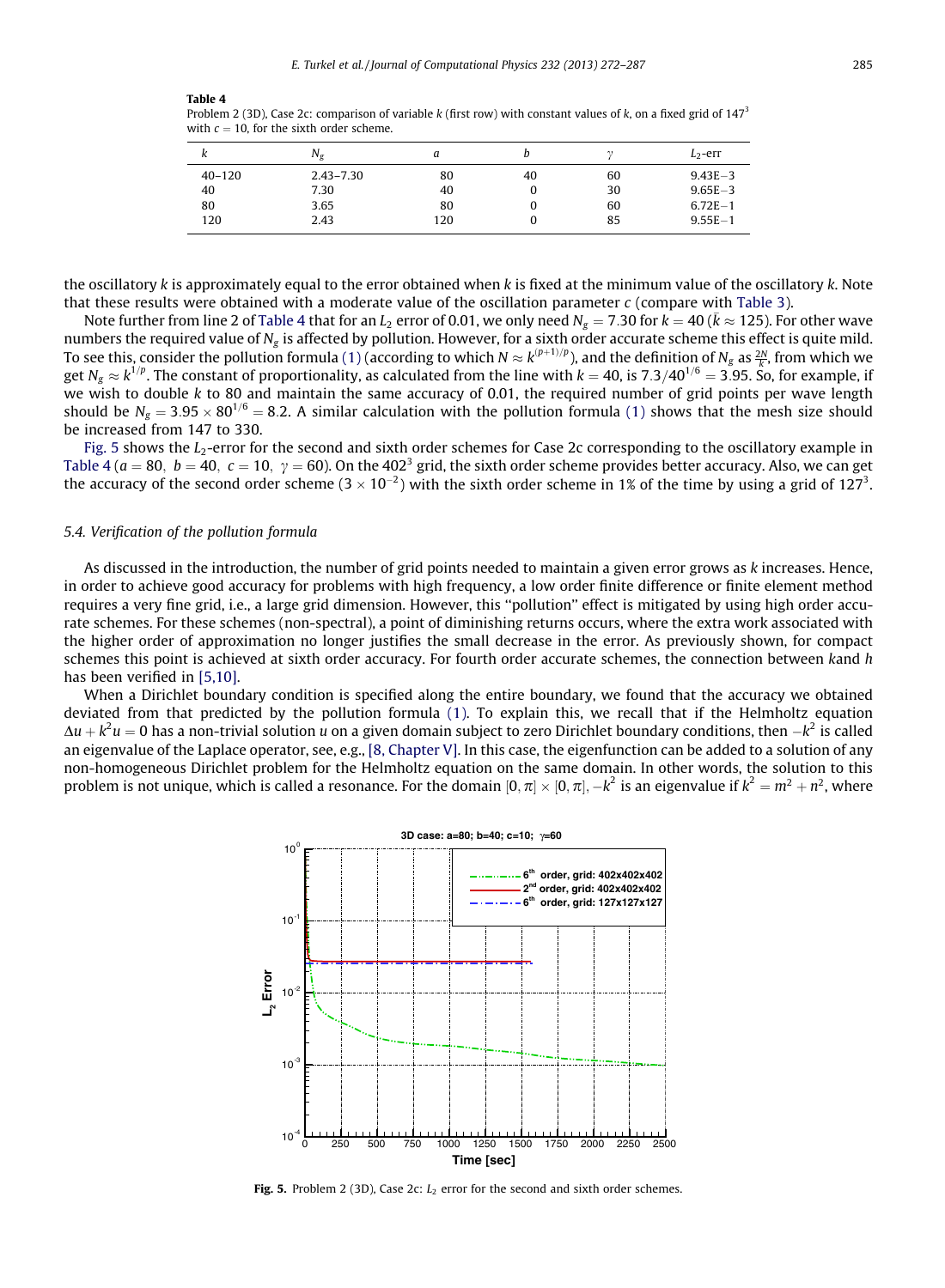**Table 4**
Problem 2 (3D), Case 2c: comparison of variable $k$ (first row) with constant values of $k$, on a fixed grid of $147^3$ with $c = 10$, for the sixth order scheme.

| $k$ | $N_g$ | $a$ | $b$ | $\gamma$ | $L_2$-err |
|---|---|---|---|---|---|
| 40–120 | 2.43–7.30 | 80 | 40 | 60 | 9.43E−3 |
| 40 | 7.30 | 40 | 0 | 30 | 9.65E−3 |
| 80 | 3.65 | 80 | 0 | 60 | 6.72E−1 |
| 120 | 2.43 | 120 | 0 | 85 | 9.55E−1 |

the oscillatory $k$ is approximately equal to the error obtained when $k$ is fixed at the minimum value of the oscillatory $k$. Note that these results were obtained with a moderate value of the oscillation parameter $c$ (compare with Table 3).

Note further from line 2 of Table 4 that for an $L_2$ error of 0.01, we only need $N_g = 7.30$ for $k = 40$ ($\bar{k} \approx 125$). For other wave numbers the required value of $N_g$ is affected by pollution. However, for a sixth order accurate scheme this effect is quite mild. To see this, consider the pollution formula (1) (according to which $N \approx k^{(p+1)/p}$), and the definition of $N_g$ as $\frac{2N}{k}$, from which we get $N_g \approx k^{1/p}$. The constant of proportionality, as calculated from the line with $k = 40$, is $7.3/40^{1/6} = 3.95$. So, for example, if we wish to double $k$ to 80 and maintain the same accuracy of 0.01, the required number of grid points per wave length should be $N_g = 3.95 \times 80^{1/6} = 8.2$. A similar calculation with the pollution formula (1) shows that the mesh size should be increased from 147 to 330.

Fig. 5 shows the $L_2$-error for the second and sixth order schemes for Case 2c corresponding to the oscillatory example in Table 4 ($a = 80,\ b = 40,\ c = 10,\ \gamma = 60$). On the $402^3$ grid, the sixth order scheme provides better accuracy. Also, we can get the accuracy of the second order scheme ($3 \times 10^{-2}$) with the sixth order scheme in 1% of the time by using a grid of $127^3$.

### 5.4. Verification of the pollution formula

As discussed in the introduction, the number of grid points needed to maintain a given error grows as $k$ increases. Hence, in order to achieve good accuracy for problems with high frequency, a low order finite difference or finite element method requires a very fine grid, i.e., a large grid dimension. However, this "pollution" effect is mitigated by using high order accurate schemes. For these schemes (non-spectral), a point of diminishing returns occurs, where the extra work associated with the higher order of approximation no longer justifies the small decrease in the error. As previously shown, for compact schemes this point is achieved at sixth order accuracy. For fourth order accurate schemes, the connection between $k$and $h$ has been verified in [5,10].

When a Dirichlet boundary condition is specified along the entire boundary, we found that the accuracy we obtained deviated from that predicted by the pollution formula (1). To explain this, we recall that if the Helmholtz equation $\Delta u + k^2 u = 0$ has a non-trivial solution $u$ on a given domain subject to zero Dirichlet boundary conditions, then $-k^2$ is called an eigenvalue of the Laplace operator, see, e.g., [8, Chapter V]. In this case, the eigenfunction can be added to a solution of any non-homogeneous Dirichlet problem for the Helmholtz equation on the same domain. In other words, the solution to this problem is not unique, which is called a resonance. For the domain $[0, \pi] \times [0, \pi]$, $-k^2$ is an eigenvalue if $k^2 = m^2 + n^2$, where

**Fig. 5.** Problem 2 (3D), Case 2c: $L_2$ error for the second and sixth order schemes.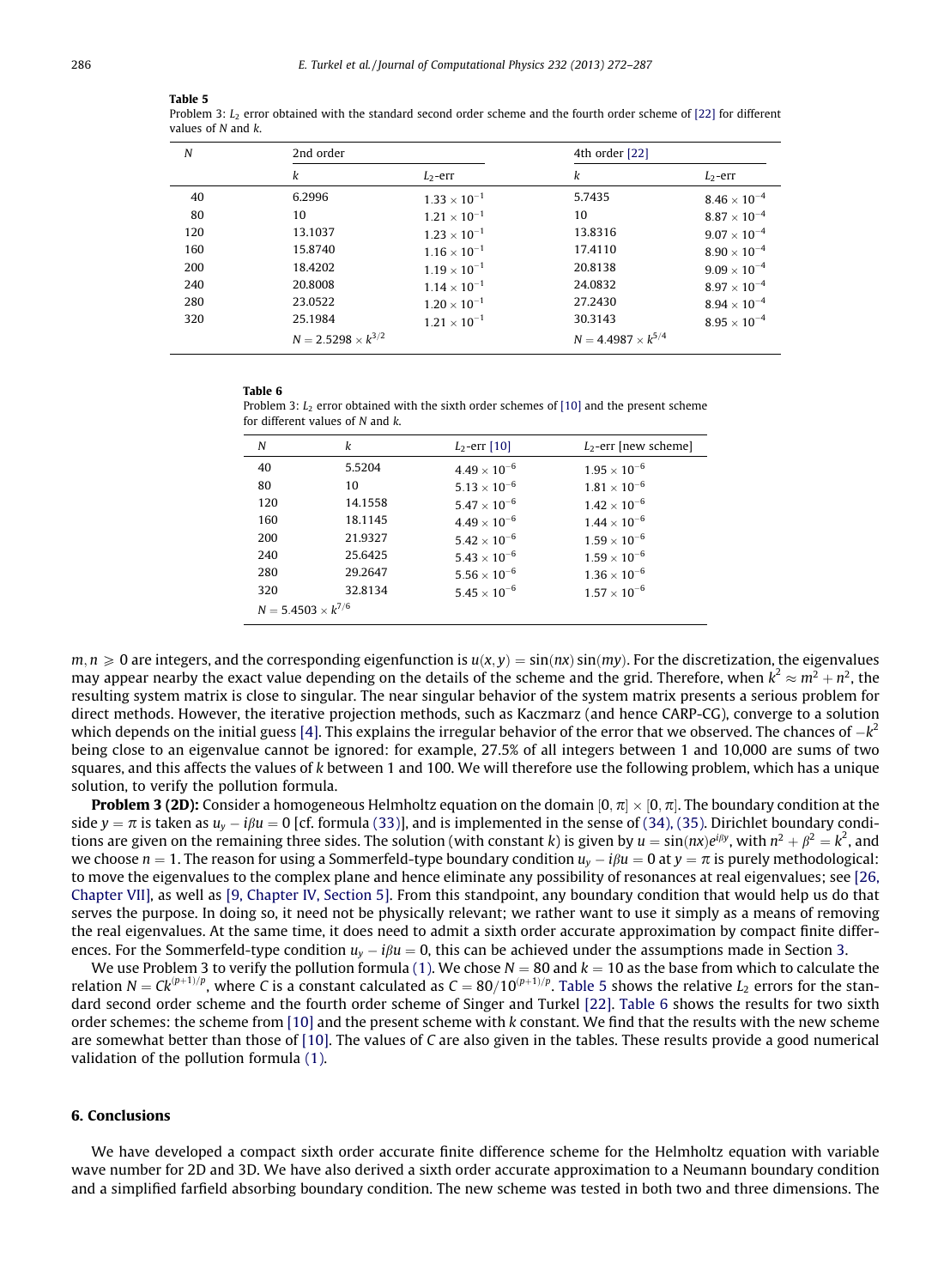**Table 5**
Problem 3: $L_2$ error obtained with the standard second order scheme and the fourth order scheme of [22] for different values of $N$ and $k$.

| $N$ | 2nd order | | 4th order [22] | |
|---|---|---|---|---|
| | $k$ | $L_2$-err | $k$ | $L_2$-err |
| 40 | 6.2996 | $1.33 \times 10^{-1}$ | 5.7435 | $8.46 \times 10^{-4}$ |
| 80 | 10 | $1.21 \times 10^{-1}$ | 10 | $8.87 \times 10^{-4}$ |
| 120 | 13.1037 | $1.23 \times 10^{-1}$ | 13.8316 | $9.07 \times 10^{-4}$ |
| 160 | 15.8740 | $1.16 \times 10^{-1}$ | 17.4110 | $8.90 \times 10^{-4}$ |
| 200 | 18.4202 | $1.19 \times 10^{-1}$ | 20.8138 | $9.09 \times 10^{-4}$ |
| 240 | 20.8008 | $1.14 \times 10^{-1}$ | 24.0832 | $8.97 \times 10^{-4}$ |
| 280 | 23.0522 | $1.20 \times 10^{-1}$ | 27.2430 | $8.94 \times 10^{-4}$ |
| 320 | 25.1984 | $1.21 \times 10^{-1}$ | 30.3143 | $8.95 \times 10^{-4}$ |
| | $N = 2.5298 \times k^{3/2}$ | | $N = 4.4987 \times k^{5/4}$ | |

**Table 6**
Problem 3: $L_2$ error obtained with the sixth order schemes of [10] and the present scheme for different values of $N$ and $k$.

| $N$ | $k$ | $L_2$-err [10] | $L_2$-err [new scheme] |
|---|---|---|---|
| 40 | 5.5204 | $4.49 \times 10^{-6}$ | $1.95 \times 10^{-6}$ |
| 80 | 10 | $5.13 \times 10^{-6}$ | $1.81 \times 10^{-6}$ |
| 120 | 14.1558 | $5.47 \times 10^{-6}$ | $1.42 \times 10^{-6}$ |
| 160 | 18.1145 | $4.49 \times 10^{-6}$ | $1.44 \times 10^{-6}$ |
| 200 | 21.9327 | $5.42 \times 10^{-6}$ | $1.59 \times 10^{-6}$ |
| 240 | 25.6425 | $5.43 \times 10^{-6}$ | $1.59 \times 10^{-6}$ |
| 280 | 29.2647 | $5.56 \times 10^{-6}$ | $1.36 \times 10^{-6}$ |
| 320 | 32.8134 | $5.45 \times 10^{-6}$ | $1.57 \times 10^{-6}$ |
| $N = 5.4503 \times k^{7/6}$ | | | |

$m, n \geqslant 0$ are integers, and the corresponding eigenfunction is $u(x, y) = \sin(nx)\sin(my)$. For the discretization, the eigenvalues may appear nearby the exact value depending on the details of the scheme and the grid. Therefore, when $k^2 \approx m^2 + n^2$, the resulting system matrix is close to singular. The near singular behavior of the system matrix presents a serious problem for direct methods. However, the iterative projection methods, such as Kaczmarz (and hence CARP-CG), converge to a solution which depends on the initial guess [4]. This explains the irregular behavior of the error that we observed. The chances of $-k^2$ being close to an eigenvalue cannot be ignored: for example, 27.5% of all integers between 1 and 10,000 are sums of two squares, and this affects the values of $k$ between 1 and 100. We will therefore use the following problem, which has a unique solution, to verify the pollution formula.

**Problem 3 (2D):** Consider a homogeneous Helmholtz equation on the domain $[0, \pi] \times [0, \pi]$. The boundary condition at the side $y = \pi$ is taken as $u_y - i\beta u = 0$ [cf. formula (33)], and is implemented in the sense of (34), (35). Dirichlet boundary conditions are given on the remaining three sides. The solution (with constant $k$) is given by $u = \sin(nx)e^{i\beta y}$, with $n^2 + \beta^2 = k^2$, and we choose $n = 1$. The reason for using a Sommerfeld-type boundary condition $u_y - i\beta u = 0$ at $y = \pi$ is purely methodological: to move the eigenvalues to the complex plane and hence eliminate any possibility of resonances at real eigenvalues; see [26, Chapter VII], as well as [9, Chapter IV, Section 5]. From this standpoint, any boundary condition that would help us do that serves the purpose. In doing so, it need not be physically relevant; we rather want to use it simply as a means of removing the real eigenvalues. At the same time, it does need to admit a sixth order accurate approximation by compact finite differences. For the Sommerfeld-type condition $u_y - i\beta u = 0$, this can be achieved under the assumptions made in Section 3.

We use Problem 3 to verify the pollution formula (1). We chose $N = 80$ and $k = 10$ as the base from which to calculate the relation $N = Ck^{(p+1)/p}$, where $C$ is a constant calculated as $C = 80/10^{(p+1)/p}$. Table 5 shows the relative $L_2$ errors for the standard second order scheme and the fourth order scheme of Singer and Turkel [22]. Table 6 shows the results for two sixth order schemes: the scheme from [10] and the present scheme with $k$ constant. We find that the results with the new scheme are somewhat better than those of [10]. The values of $C$ are also given in the tables. These results provide a good numerical validation of the pollution formula (1).

## 6. Conclusions

We have developed a compact sixth order accurate finite difference scheme for the Helmholtz equation with variable wave number for 2D and 3D. We have also derived a sixth order accurate approximation to a Neumann boundary condition and a simplified farfield absorbing boundary condition. The new scheme was tested in both two and three dimensions. The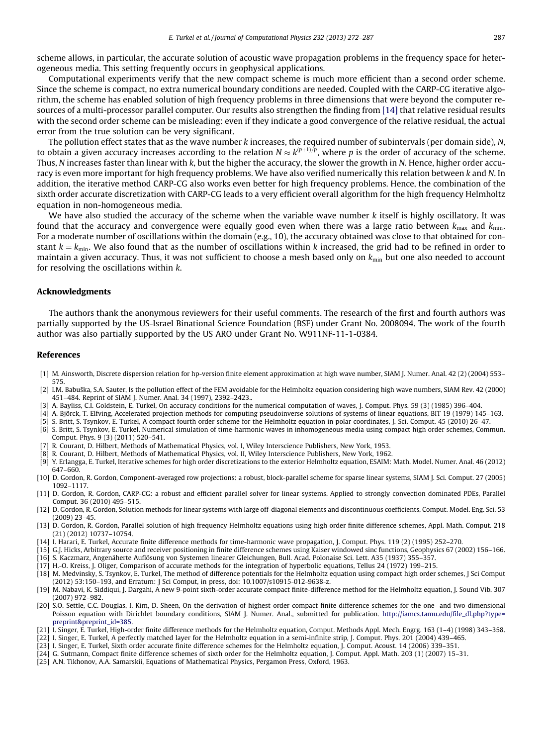scheme allows, in particular, the accurate solution of acoustic wave propagation problems in the frequency space for heterogeneous media. This setting frequently occurs in geophysical applications.

Computational experiments verify that the new compact scheme is much more efficient than a second order scheme. Since the scheme is compact, no extra numerical boundary conditions are needed. Coupled with the CARP-CG iterative algorithm, the scheme has enabled solution of high frequency problems in three dimensions that were beyond the computer resources of a multi-processor parallel computer. Our results also strengthen the finding from [14] that relative residual results with the second order scheme can be misleading: even if they indicate a good convergence of the relative residual, the actual error from the true solution can be very significant.

The pollution effect states that as the wave number $k$ increases, the required number of subintervals (per domain side), $N$, to obtain a given accuracy increases according to the relation $N \approx k^{(p+1)/p}$, where $p$ is the order of accuracy of the scheme. Thus, $N$ increases faster than linear with $k$, but the higher the accuracy, the slower the growth in $N$. Hence, higher order accuracy is even more important for high frequency problems. We have also verified numerically this relation between $k$ and $N$. In addition, the iterative method CARP-CG also works even better for high frequency problems. Hence, the combination of the sixth order accurate discretization with CARP-CG leads to a very efficient overall algorithm for the high frequency Helmholtz equation in non-homogeneous media.

We have also studied the accuracy of the scheme when the variable wave number $k$ itself is highly oscillatory. It was found that the accuracy and convergence were equally good even when there was a large ratio between $k_{\max}$ and $k_{\min}$. For a moderate number of oscillations within the domain (e.g., 10), the accuracy obtained was close to that obtained for constant $k = k_{\min}$. We also found that as the number of oscillations within $k$ increased, the grid had to be refined in order to maintain a given accuracy. Thus, it was not sufficient to choose a mesh based only on $k_{\min}$ but one also needed to account for resolving the oscillations within $k$.

## Acknowledgments

The authors thank the anonymous reviewers for their useful comments. The research of the first and fourth authors was partially supported by the US-Israel Binational Science Foundation (BSF) under Grant No. 2008094. The work of the fourth author was also partially supported by the US ARO under Grant No. W911NF-11-1-0384.

## References

[1] M. Ainsworth, Discrete dispersion relation for hp-version finite element approximation at high wave number, SIAM J. Numer. Anal. 42 (2) (2004) 553–575.

[2] I.M. Babuška, S.A. Sauter, Is the pollution effect of the FEM avoidable for the Helmholtz equation considering high wave numbers, SIAM Rev. 42 (2000) 451–484. Reprint of SIAM J. Numer. Anal. 34 (1997), 2392–2423..

[3] A. Bayliss, C.I. Goldstein, E. Turkel, On accuracy conditions for the numerical computation of waves, J. Comput. Phys. 59 (3) (1985) 396–404.

[4] A. Björck, T. Elfving, Accelerated projection methods for computing pseudoinverse solutions of systems of linear equations, BIT 19 (1979) 145–163.

[5] S. Britt, S. Tsynkov, E. Turkel, A compact fourth order scheme for the Helmholtz equation in polar coordinates, J. Sci. Comput. 45 (2010) 26–47.

[6] S. Britt, S. Tsynkov, E. Turkel, Numerical simulation of time-harmonic waves in inhomogeneous media using compact high order schemes, Commun. Comput. Phys. 9 (3) (2011) 520–541.

[7] R. Courant, D. Hilbert, Methods of Mathematical Physics, vol. I, Wiley Interscience Publishers, New York, 1953.

[8] R. Courant, D. Hilbert, Methods of Mathematical Physics, vol. II, Wiley Interscience Publishers, New York, 1962.

[9] Y. Erlangga, E. Turkel, Iterative schemes for high order discretizations to the exterior Helmholtz equation, ESAIM: Math. Model. Numer. Anal. 46 (2012) 647–660.

[10] D. Gordon, R. Gordon, Component-averaged row projections: a robust, block-parallel scheme for sparse linear systems, SIAM J. Sci. Comput. 27 (2005) 1092–1117.

[11] D. Gordon, R. Gordon, CARP-CG: a robust and efficient parallel solver for linear systems. Applied to strongly convection dominated PDEs, Parallel Comput. 36 (2010) 495–515.

[12] D. Gordon, R. Gordon, Solution methods for linear systems with large off-diagonal elements and discontinuous coefficients, Comput. Model. Eng. Sci. 53 (2009) 23–45.

[13] D. Gordon, R. Gordon, Parallel solution of high frequency Helmholtz equations using high order finite difference schemes, Appl. Math. Comput. 218 (21) (2012) 10737–10754.

[14] I. Harari, E. Turkel, Accurate finite difference methods for time-harmonic wave propagation, J. Comput. Phys. 119 (2) (1995) 252–270.

[15] G.J. Hicks, Arbitrary source and receiver positioning in finite difference schemes using Kaiser windowed sinc functions, Geophysics 67 (2002) 156–166.

[16] S. Kaczmarz, Angenäherte Auflösung von Systemen linearer Gleichungen, Bull. Acad. Polonaise Sci. Lett. A35 (1937) 355–357.

[17] H.-O. Kreiss, J. Oliger, Comparison of accurate methods for the integration of hyperbolic equations, Tellus 24 (1972) 199–215.

[18] M. Medvinsky, S. Tsynkov, E. Turkel, The method of difference potentials for the Helmholtz equation using compact high order schemes, J Sci Comput (2012) 53:150–193, and Erratum: J Sci Comput, in press, doi: 10.1007/s10915-012-9638-z.

[19] M. Nabavi, K. Siddiqui, J. Dargahi, A new 9-point sixth-order accurate compact finite-difference method for the Helmholtz equation, J. Sound Vib. 307 (2007) 972–982.

[20] S.O. Settle, C.C. Douglas, I. Kim, D. Sheen, On the derivation of highest-order compact finite difference schemes for the one- and two-dimensional Poisson equation with Dirichlet boundary conditions, SIAM J. Numer. Anal., submitted for publication. http://iamcs.tamu.edu/file_dl.php?type=preprint&preprint_id=385.

[21] I. Singer, E. Turkel, High-order finite difference methods for the Helmholtz equation, Comput. Methods Appl. Mech. Engrg. 163 (1–4) (1998) 343–358.

[22] I. Singer, E. Turkel, A perfectly matched layer for the Helmholtz equation in a semi-infinite strip, J. Comput. Phys. 201 (2004) 439–465.

[23] I. Singer, E. Turkel, Sixth order accurate finite difference schemes for the Helmholtz equation, J. Comput. Acoust. 14 (2006) 339–351.

[24] G. Sutmann, Compact finite difference schemes of sixth order for the Helmholtz equation, J. Comput. Appl. Math. 203 (1) (2007) 15–31.

[25] A.N. Tikhonov, A.A. Samarskii, Equations of Mathematical Physics, Pergamon Press, Oxford, 1963.